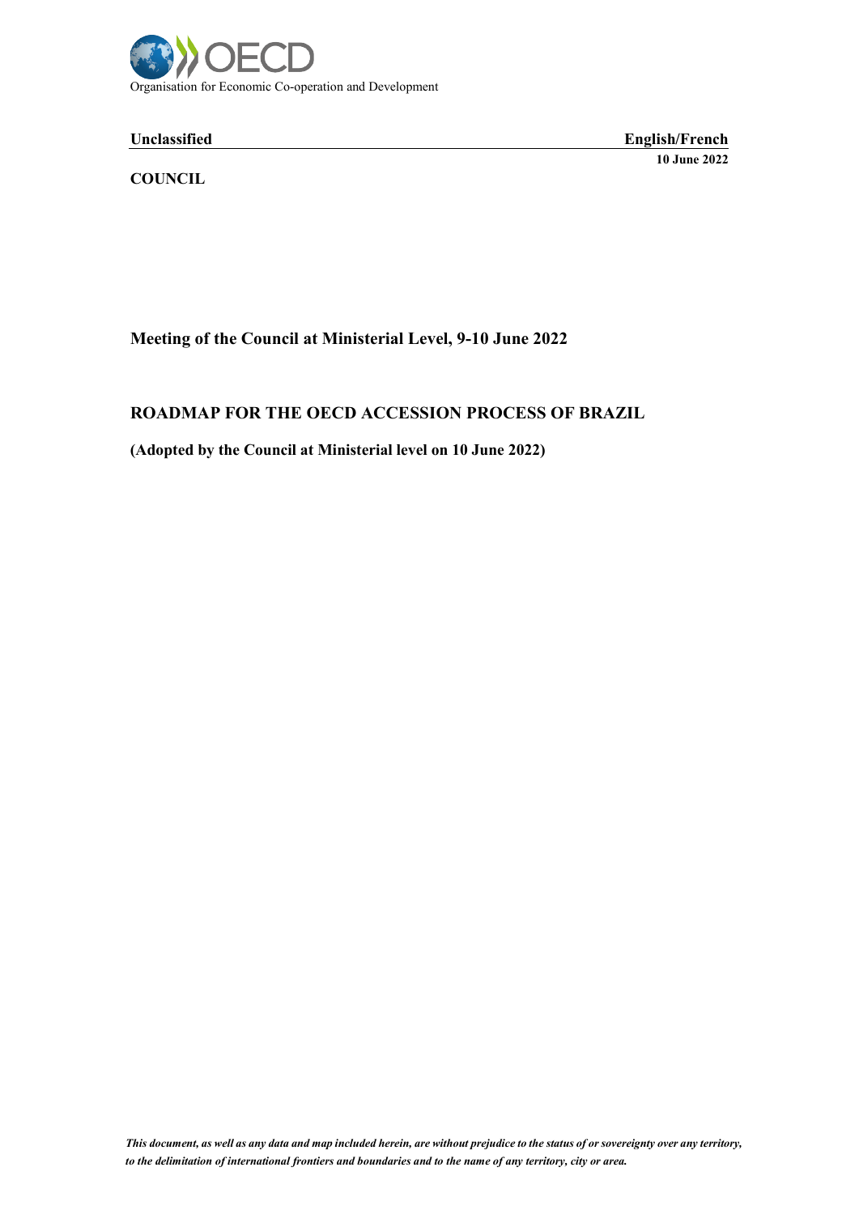Organisation for Economic Co-operation and Development

**Unclassified** **English/French**

**10 June 2022**

**COUNCIL**

**Meeting of the Council at Ministerial Level, 9-10 June 2022**

# ROADMAP FOR THE OECD ACCESSION PROCESS OF BRAZIL

**(Adopted by the Council at Ministerial level on 10 June 2022)**

*This document, as well as any data and map included herein, are without prejudice to the status of or sovereignty over any territory, to the delimitation of international frontiers and boundaries and to the name of any territory, city or area.*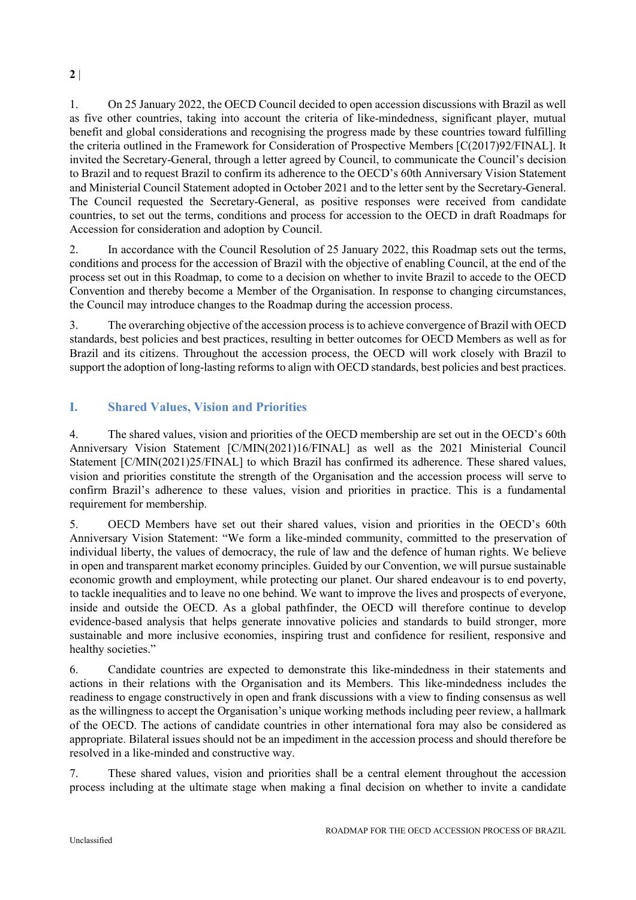1. On 25 January 2022, the OECD Council decided to open accession discussions with Brazil as well as five other countries, taking into account the criteria of like-mindedness, significant player, mutual benefit and global considerations and recognising the progress made by these countries toward fulfilling the criteria outlined in the Framework for Consideration of Prospective Members [C(2017)92/FINAL]. It invited the Secretary-General, through a letter agreed by Council, to communicate the Council's decision to Brazil and to request Brazil to confirm its adherence to the OECD's 60th Anniversary Vision Statement and Ministerial Council Statement adopted in October 2021 and to the letter sent by the Secretary-General. The Council requested the Secretary-General, as positive responses were received from candidate countries, to set out the terms, conditions and process for accession to the OECD in draft Roadmaps for Accession for consideration and adoption by Council.

2. In accordance with the Council Resolution of 25 January 2022, this Roadmap sets out the terms, conditions and process for the accession of Brazil with the objective of enabling Council, at the end of the process set out in this Roadmap, to come to a decision on whether to invite Brazil to accede to the OECD Convention and thereby become a Member of the Organisation. In response to changing circumstances, the Council may introduce changes to the Roadmap during the accession process.

3. The overarching objective of the accession process is to achieve convergence of Brazil with OECD standards, best policies and best practices, resulting in better outcomes for OECD Members as well as for Brazil and its citizens. Throughout the accession process, the OECD will work closely with Brazil to support the adoption of long-lasting reforms to align with OECD standards, best policies and best practices.

## I. Shared Values, Vision and Priorities

4. The shared values, vision and priorities of the OECD membership are set out in the OECD's 60th Anniversary Vision Statement [C/MIN(2021)16/FINAL] as well as the 2021 Ministerial Council Statement [C/MIN(2021)25/FINAL] to which Brazil has confirmed its adherence. These shared values, vision and priorities constitute the strength of the Organisation and the accession process will serve to confirm Brazil's adherence to these values, vision and priorities in practice. This is a fundamental requirement for membership.

5. OECD Members have set out their shared values, vision and priorities in the OECD's 60th Anniversary Vision Statement: "We form a like-minded community, committed to the preservation of individual liberty, the values of democracy, the rule of law and the defence of human rights. We believe in open and transparent market economy principles. Guided by our Convention, we will pursue sustainable economic growth and employment, while protecting our planet. Our shared endeavour is to end poverty, to tackle inequalities and to leave no one behind. We want to improve the lives and prospects of everyone, inside and outside the OECD. As a global pathfinder, the OECD will therefore continue to develop evidence-based analysis that helps generate innovative policies and standards to build stronger, more sustainable and more inclusive economies, inspiring trust and confidence for resilient, responsive and healthy societies."

6. Candidate countries are expected to demonstrate this like-mindedness in their statements and actions in their relations with the Organisation and its Members. This like-mindedness includes the readiness to engage constructively in open and frank discussions with a view to finding consensus as well as the willingness to accept the Organisation's unique working methods including peer review, a hallmark of the OECD. The actions of candidate countries in other international fora may also be considered as appropriate. Bilateral issues should not be an impediment in the accession process and should therefore be resolved in a like-minded and constructive way.

7. These shared values, vision and priorities shall be a central element throughout the accession process including at the ultimate stage when making a final decision on whether to invite a candidate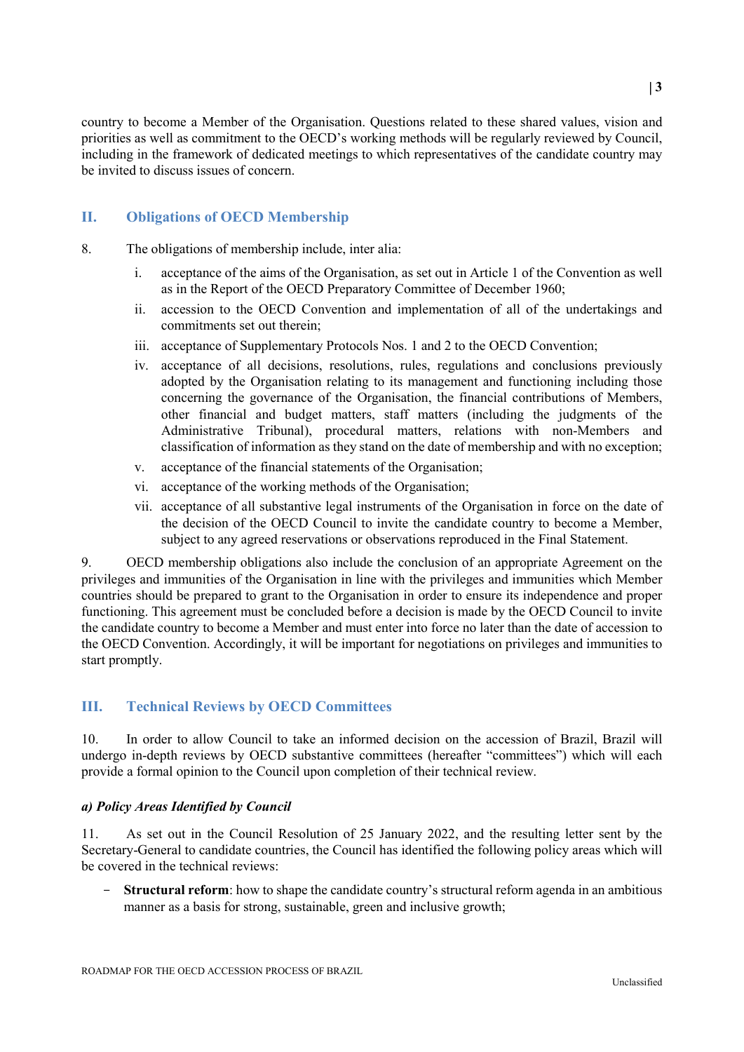country to become a Member of the Organisation. Questions related to these shared values, vision and priorities as well as commitment to the OECD's working methods will be regularly reviewed by Council, including in the framework of dedicated meetings to which representatives of the candidate country may be invited to discuss issues of concern.

## II. Obligations of OECD Membership

8. The obligations of membership include, inter alia:

i. acceptance of the aims of the Organisation, as set out in Article 1 of the Convention as well as in the Report of the OECD Preparatory Committee of December 1960;

ii. accession to the OECD Convention and implementation of all of the undertakings and commitments set out therein;

iii. acceptance of Supplementary Protocols Nos. 1 and 2 to the OECD Convention;

iv. acceptance of all decisions, resolutions, rules, regulations and conclusions previously adopted by the Organisation relating to its management and functioning including those concerning the governance of the Organisation, the financial contributions of Members, other financial and budget matters, staff matters (including the judgments of the Administrative Tribunal), procedural matters, relations with non-Members and classification of information as they stand on the date of membership and with no exception;

v. acceptance of the financial statements of the Organisation;

vi. acceptance of the working methods of the Organisation;

vii. acceptance of all substantive legal instruments of the Organisation in force on the date of the decision of the OECD Council to invite the candidate country to become a Member, subject to any agreed reservations or observations reproduced in the Final Statement.

9. OECD membership obligations also include the conclusion of an appropriate Agreement on the privileges and immunities of the Organisation in line with the privileges and immunities which Member countries should be prepared to grant to the Organisation in order to ensure its independence and proper functioning. This agreement must be concluded before a decision is made by the OECD Council to invite the candidate country to become a Member and must enter into force no later than the date of accession to the OECD Convention. Accordingly, it will be important for negotiations on privileges and immunities to start promptly.

## III. Technical Reviews by OECD Committees

10. In order to allow Council to take an informed decision on the accession of Brazil, Brazil will undergo in-depth reviews by OECD substantive committees (hereafter "committees") which will each provide a formal opinion to the Council upon completion of their technical review.

### *a) Policy Areas Identified by Council*

11. As set out in the Council Resolution of 25 January 2022, and the resulting letter sent by the Secretary-General to candidate countries, the Council has identified the following policy areas which will be covered in the technical reviews:

- **Structural reform**: how to shape the candidate country's structural reform agenda in an ambitious manner as a basis for strong, sustainable, green and inclusive growth;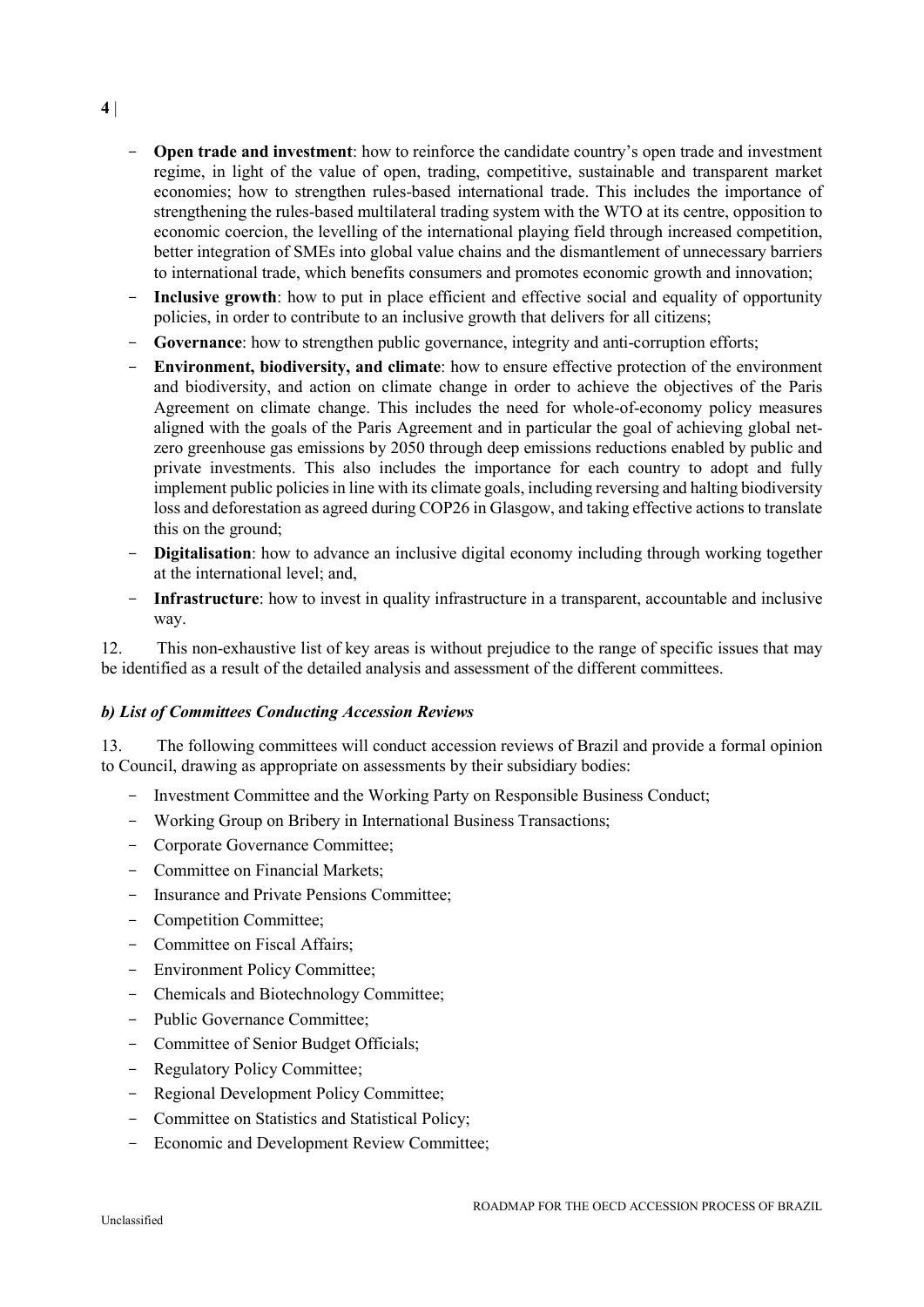- **Open trade and investment**: how to reinforce the candidate country's open trade and investment regime, in light of the value of open, trading, competitive, sustainable and transparent market economies; how to strengthen rules-based international trade. This includes the importance of strengthening the rules-based multilateral trading system with the WTO at its centre, opposition to economic coercion, the levelling of the international playing field through increased competition, better integration of SMEs into global value chains and the dismantlement of unnecessary barriers to international trade, which benefits consumers and promotes economic growth and innovation;
- **Inclusive growth**: how to put in place efficient and effective social and equality of opportunity policies, in order to contribute to an inclusive growth that delivers for all citizens;
- **Governance**: how to strengthen public governance, integrity and anti-corruption efforts;
- **Environment, biodiversity, and climate**: how to ensure effective protection of the environment and biodiversity, and action on climate change in order to achieve the objectives of the Paris Agreement on climate change. This includes the need for whole-of-economy policy measures aligned with the goals of the Paris Agreement and in particular the goal of achieving global net-zero greenhouse gas emissions by 2050 through deep emissions reductions enabled by public and private investments. This also includes the importance for each country to adopt and fully implement public policies in line with its climate goals, including reversing and halting biodiversity loss and deforestation as agreed during COP26 in Glasgow, and taking effective actions to translate this on the ground;
- **Digitalisation**: how to advance an inclusive digital economy including through working together at the international level; and,
- **Infrastructure**: how to invest in quality infrastructure in a transparent, accountable and inclusive way.

12. This non-exhaustive list of key areas is without prejudice to the range of specific issues that may be identified as a result of the detailed analysis and assessment of the different committees.

### *b) List of Committees Conducting Accession Reviews*

13. The following committees will conduct accession reviews of Brazil and provide a formal opinion to Council, drawing as appropriate on assessments by their subsidiary bodies:

- Investment Committee and the Working Party on Responsible Business Conduct;
- Working Group on Bribery in International Business Transactions;
- Corporate Governance Committee;
- Committee on Financial Markets;
- Insurance and Private Pensions Committee;
- Competition Committee;
- Committee on Fiscal Affairs;
- Environment Policy Committee;
- Chemicals and Biotechnology Committee;
- Public Governance Committee;
- Committee of Senior Budget Officials;
- Regulatory Policy Committee;
- Regional Development Policy Committee;
- Committee on Statistics and Statistical Policy;
- Economic and Development Review Committee;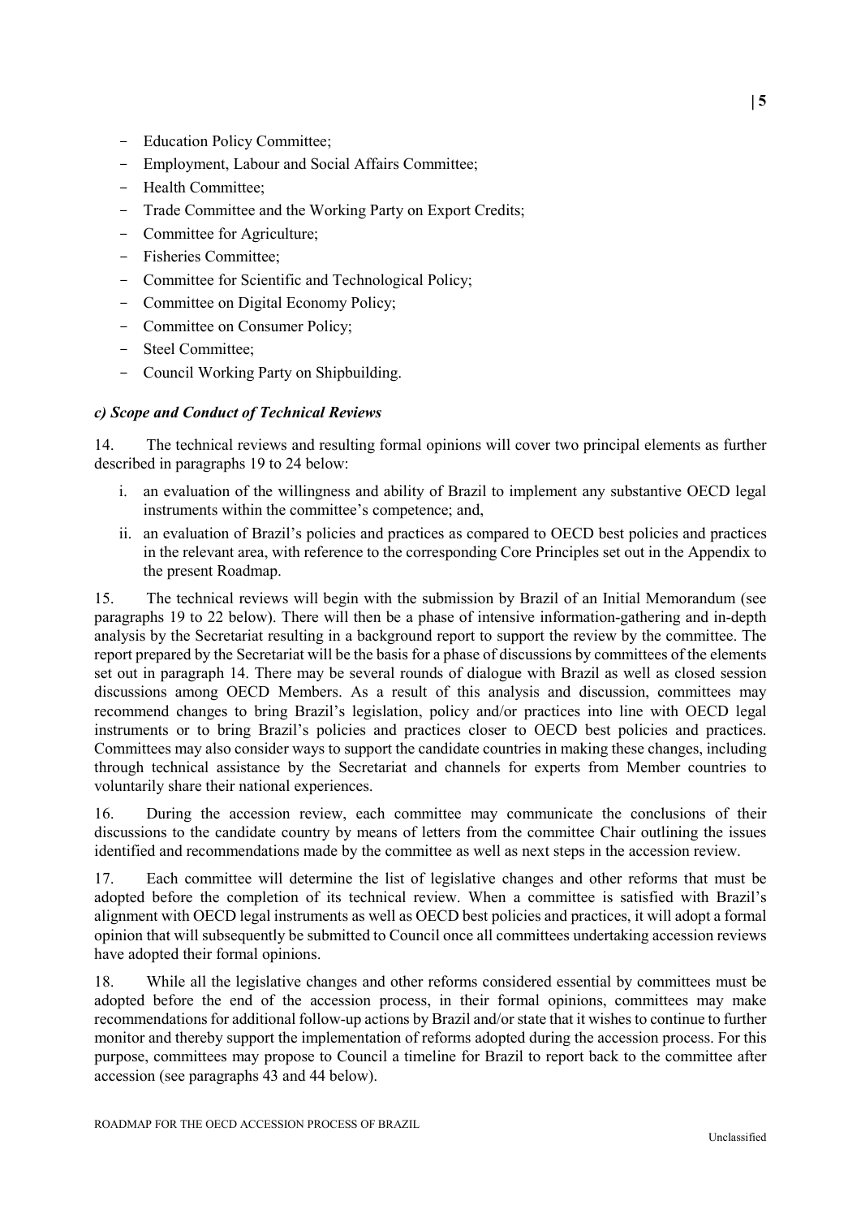- Education Policy Committee;
- Employment, Labour and Social Affairs Committee;
- Health Committee;
- Trade Committee and the Working Party on Export Credits;
- Committee for Agriculture;
- Fisheries Committee;
- Committee for Scientific and Technological Policy;
- Committee on Digital Economy Policy;
- Committee on Consumer Policy;
- Steel Committee;
- Council Working Party on Shipbuilding.

***c) Scope and Conduct of Technical Reviews***

14. The technical reviews and resulting formal opinions will cover two principal elements as further described in paragraphs 19 to 24 below:

i. an evaluation of the willingness and ability of Brazil to implement any substantive OECD legal instruments within the committee's competence; and,
ii. an evaluation of Brazil's policies and practices as compared to OECD best policies and practices in the relevant area, with reference to the corresponding Core Principles set out in the Appendix to the present Roadmap.

15. The technical reviews will begin with the submission by Brazil of an Initial Memorandum (see paragraphs 19 to 22 below). There will then be a phase of intensive information-gathering and in-depth analysis by the Secretariat resulting in a background report to support the review by the committee. The report prepared by the Secretariat will be the basis for a phase of discussions by committees of the elements set out in paragraph 14. There may be several rounds of dialogue with Brazil as well as closed session discussions among OECD Members. As a result of this analysis and discussion, committees may recommend changes to bring Brazil's legislation, policy and/or practices into line with OECD legal instruments or to bring Brazil's policies and practices closer to OECD best policies and practices. Committees may also consider ways to support the candidate countries in making these changes, including through technical assistance by the Secretariat and channels for experts from Member countries to voluntarily share their national experiences.

16. During the accession review, each committee may communicate the conclusions of their discussions to the candidate country by means of letters from the committee Chair outlining the issues identified and recommendations made by the committee as well as next steps in the accession review.

17. Each committee will determine the list of legislative changes and other reforms that must be adopted before the completion of its technical review. When a committee is satisfied with Brazil's alignment with OECD legal instruments as well as OECD best policies and practices, it will adopt a formal opinion that will subsequently be submitted to Council once all committees undertaking accession reviews have adopted their formal opinions.

18. While all the legislative changes and other reforms considered essential by committees must be adopted before the end of the accession process, in their formal opinions, committees may make recommendations for additional follow-up actions by Brazil and/or state that it wishes to continue to further monitor and thereby support the implementation of reforms adopted during the accession process. For this purpose, committees may propose to Council a timeline for Brazil to report back to the committee after accession (see paragraphs 43 and 44 below).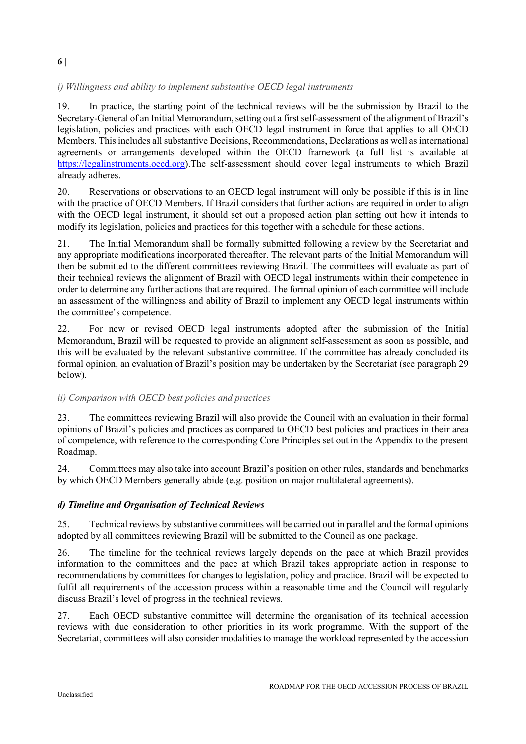*i) Willingness and ability to implement substantive OECD legal instruments*

19. In practice, the starting point of the technical reviews will be the submission by Brazil to the Secretary-General of an Initial Memorandum, setting out a first self-assessment of the alignment of Brazil's legislation, policies and practices with each OECD legal instrument in force that applies to all OECD Members. This includes all substantive Decisions, Recommendations, Declarations as well as international agreements or arrangements developed within the OECD framework (a full list is available at https://legalinstruments.oecd.org).The self-assessment should cover legal instruments to which Brazil already adheres.

20. Reservations or observations to an OECD legal instrument will only be possible if this is in line with the practice of OECD Members. If Brazil considers that further actions are required in order to align with the OECD legal instrument, it should set out a proposed action plan setting out how it intends to modify its legislation, policies and practices for this together with a schedule for these actions.

21. The Initial Memorandum shall be formally submitted following a review by the Secretariat and any appropriate modifications incorporated thereafter. The relevant parts of the Initial Memorandum will then be submitted to the different committees reviewing Brazil. The committees will evaluate as part of their technical reviews the alignment of Brazil with OECD legal instruments within their competence in order to determine any further actions that are required. The formal opinion of each committee will include an assessment of the willingness and ability of Brazil to implement any OECD legal instruments within the committee's competence.

22. For new or revised OECD legal instruments adopted after the submission of the Initial Memorandum, Brazil will be requested to provide an alignment self-assessment as soon as possible, and this will be evaluated by the relevant substantive committee. If the committee has already concluded its formal opinion, an evaluation of Brazil's position may be undertaken by the Secretariat (see paragraph 29 below).

*ii) Comparison with OECD best policies and practices*

23. The committees reviewing Brazil will also provide the Council with an evaluation in their formal opinions of Brazil's policies and practices as compared to OECD best policies and practices in their area of competence, with reference to the corresponding Core Principles set out in the Appendix to the present Roadmap.

24. Committees may also take into account Brazil's position on other rules, standards and benchmarks by which OECD Members generally abide (e.g. position on major multilateral agreements).

***d) Timeline and Organisation of Technical Reviews***

25. Technical reviews by substantive committees will be carried out in parallel and the formal opinions adopted by all committees reviewing Brazil will be submitted to the Council as one package.

26. The timeline for the technical reviews largely depends on the pace at which Brazil provides information to the committees and the pace at which Brazil takes appropriate action in response to recommendations by committees for changes to legislation, policy and practice. Brazil will be expected to fulfil all requirements of the accession process within a reasonable time and the Council will regularly discuss Brazil's level of progress in the technical reviews.

27. Each OECD substantive committee will determine the organisation of its technical accession reviews with due consideration to other priorities in its work programme. With the support of the Secretariat, committees will also consider modalities to manage the workload represented by the accession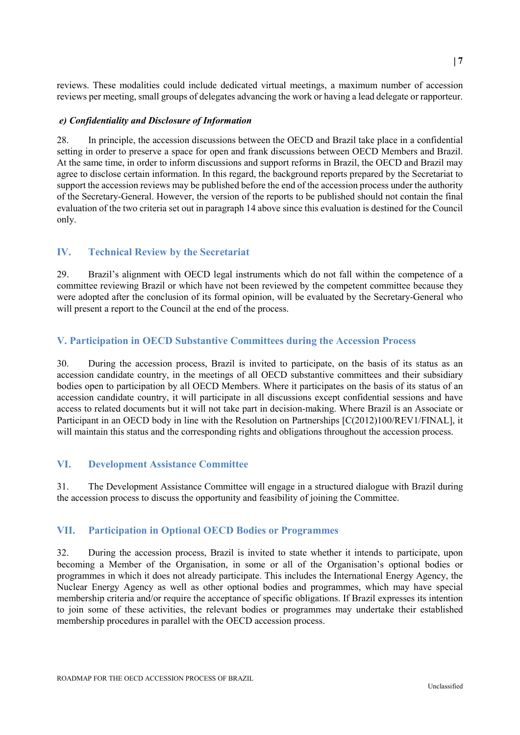reviews. These modalities could include dedicated virtual meetings, a maximum number of accession reviews per meeting, small groups of delegates advancing the work or having a lead delegate or rapporteur.

#### *e) Confidentiality and Disclosure of Information*

28. In principle, the accession discussions between the OECD and Brazil take place in a confidential setting in order to preserve a space for open and frank discussions between OECD Members and Brazil. At the same time, in order to inform discussions and support reforms in Brazil, the OECD and Brazil may agree to disclose certain information. In this regard, the background reports prepared by the Secretariat to support the accession reviews may be published before the end of the accession process under the authority of the Secretary-General. However, the version of the reports to be published should not contain the final evaluation of the two criteria set out in paragraph 14 above since this evaluation is destined for the Council only.

## IV. Technical Review by the Secretariat

29. Brazil's alignment with OECD legal instruments which do not fall within the competence of a committee reviewing Brazil or which have not been reviewed by the competent committee because they were adopted after the conclusion of its formal opinion, will be evaluated by the Secretary-General who will present a report to the Council at the end of the process.

## V. Participation in OECD Substantive Committees during the Accession Process

30. During the accession process, Brazil is invited to participate, on the basis of its status as an accession candidate country, in the meetings of all OECD substantive committees and their subsidiary bodies open to participation by all OECD Members. Where it participates on the basis of its status of an accession candidate country, it will participate in all discussions except confidential sessions and have access to related documents but it will not take part in decision-making. Where Brazil is an Associate or Participant in an OECD body in line with the Resolution on Partnerships [C(2012)100/REV1/FINAL], it will maintain this status and the corresponding rights and obligations throughout the accession process.

## VI. Development Assistance Committee

31. The Development Assistance Committee will engage in a structured dialogue with Brazil during the accession process to discuss the opportunity and feasibility of joining the Committee.

## VII. Participation in Optional OECD Bodies or Programmes

32. During the accession process, Brazil is invited to state whether it intends to participate, upon becoming a Member of the Organisation, in some or all of the Organisation's optional bodies or programmes in which it does not already participate. This includes the International Energy Agency, the Nuclear Energy Agency as well as other optional bodies and programmes, which may have special membership criteria and/or require the acceptance of specific obligations. If Brazil expresses its intention to join some of these activities, the relevant bodies or programmes may undertake their established membership procedures in parallel with the OECD accession process.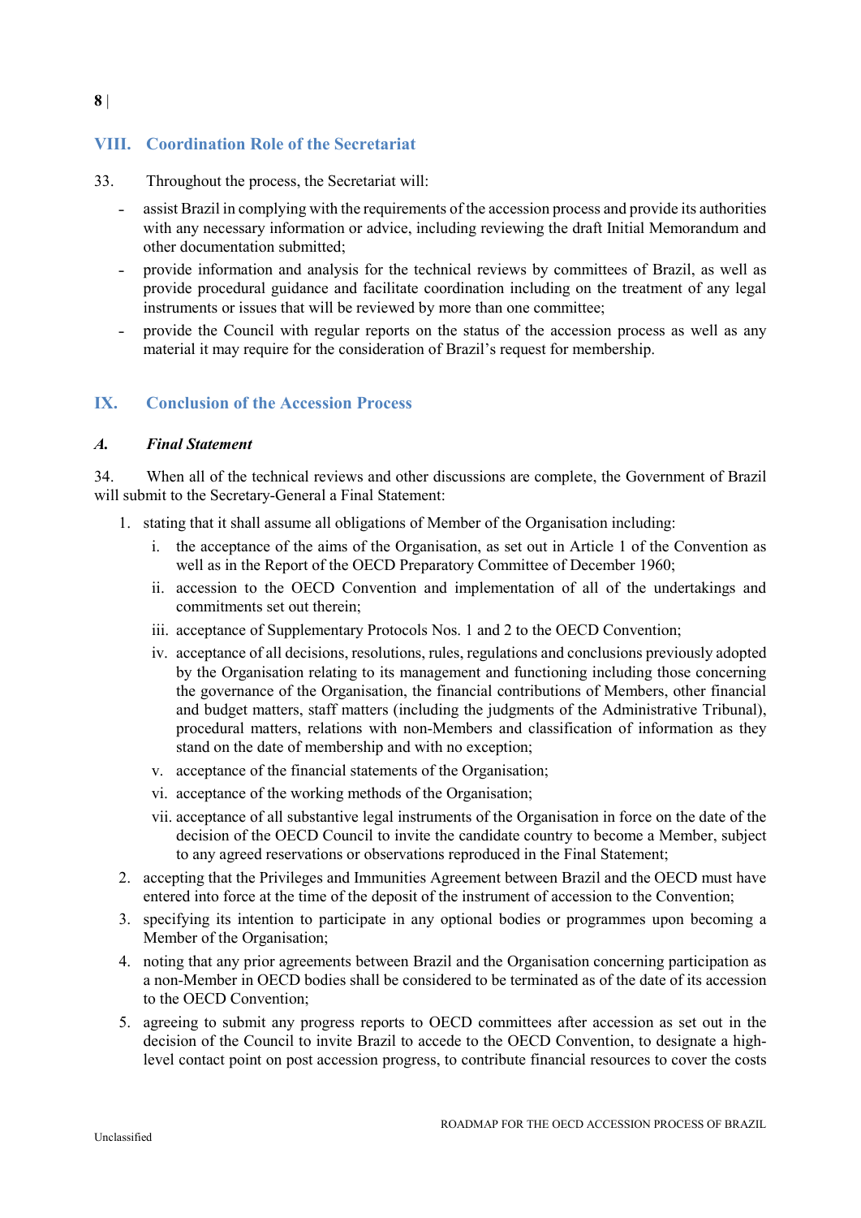## VIII. Coordination Role of the Secretariat

33. Throughout the process, the Secretariat will:

- assist Brazil in complying with the requirements of the accession process and provide its authorities with any necessary information or advice, including reviewing the draft Initial Memorandum and other documentation submitted;
- provide information and analysis for the technical reviews by committees of Brazil, as well as provide procedural guidance and facilitate coordination including on the treatment of any legal instruments or issues that will be reviewed by more than one committee;
- provide the Council with regular reports on the status of the accession process as well as any material it may require for the consideration of Brazil's request for membership.

## IX. Conclusion of the Accession Process

### *A. Final Statement*

34. When all of the technical reviews and other discussions are complete, the Government of Brazil will submit to the Secretary-General a Final Statement:

1. stating that it shall assume all obligations of Member of the Organisation including:
   i. the acceptance of the aims of the Organisation, as set out in Article 1 of the Convention as well as in the Report of the OECD Preparatory Committee of December 1960;
   ii. accession to the OECD Convention and implementation of all of the undertakings and commitments set out therein;
   iii. acceptance of Supplementary Protocols Nos. 1 and 2 to the OECD Convention;
   iv. acceptance of all decisions, resolutions, rules, regulations and conclusions previously adopted by the Organisation relating to its management and functioning including those concerning the governance of the Organisation, the financial contributions of Members, other financial and budget matters, staff matters (including the judgments of the Administrative Tribunal), procedural matters, relations with non-Members and classification of information as they stand on the date of membership and with no exception;
   v. acceptance of the financial statements of the Organisation;
   vi. acceptance of the working methods of the Organisation;
   vii. acceptance of all substantive legal instruments of the Organisation in force on the date of the decision of the OECD Council to invite the candidate country to become a Member, subject to any agreed reservations or observations reproduced in the Final Statement;
2. accepting that the Privileges and Immunities Agreement between Brazil and the OECD must have entered into force at the time of the deposit of the instrument of accession to the Convention;
3. specifying its intention to participate in any optional bodies or programmes upon becoming a Member of the Organisation;
4. noting that any prior agreements between Brazil and the Organisation concerning participation as a non-Member in OECD bodies shall be considered to be terminated as of the date of its accession to the OECD Convention;
5. agreeing to submit any progress reports to OECD committees after accession as set out in the decision of the Council to invite Brazil to accede to the OECD Convention, to designate a high-level contact point on post accession progress, to contribute financial resources to cover the costs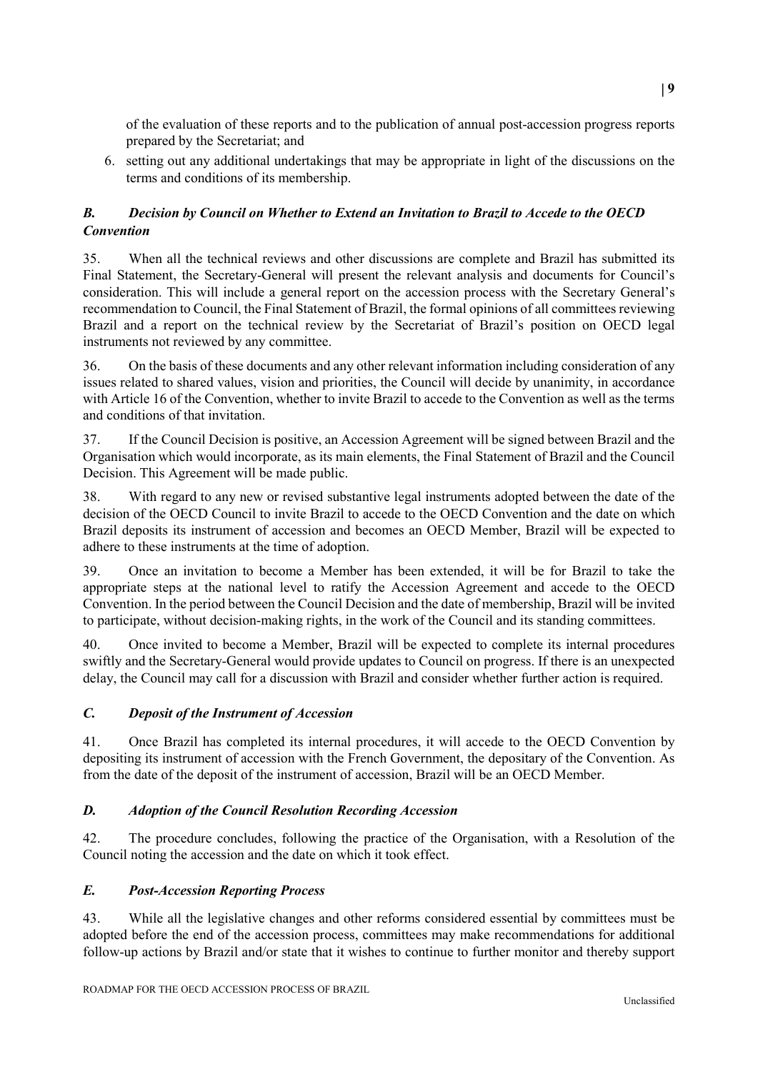of the evaluation of these reports and to the publication of annual post-accession progress reports prepared by the Secretariat; and

6. setting out any additional undertakings that may be appropriate in light of the discussions on the terms and conditions of its membership.

### *B. Decision by Council on Whether to Extend an Invitation to Brazil to Accede to the OECD Convention*

35. When all the technical reviews and other discussions are complete and Brazil has submitted its Final Statement, the Secretary-General will present the relevant analysis and documents for Council's consideration. This will include a general report on the accession process with the Secretary General's recommendation to Council, the Final Statement of Brazil, the formal opinions of all committees reviewing Brazil and a report on the technical review by the Secretariat of Brazil's position on OECD legal instruments not reviewed by any committee.

36. On the basis of these documents and any other relevant information including consideration of any issues related to shared values, vision and priorities, the Council will decide by unanimity, in accordance with Article 16 of the Convention, whether to invite Brazil to accede to the Convention as well as the terms and conditions of that invitation.

37. If the Council Decision is positive, an Accession Agreement will be signed between Brazil and the Organisation which would incorporate, as its main elements, the Final Statement of Brazil and the Council Decision. This Agreement will be made public.

38. With regard to any new or revised substantive legal instruments adopted between the date of the decision of the OECD Council to invite Brazil to accede to the OECD Convention and the date on which Brazil deposits its instrument of accession and becomes an OECD Member, Brazil will be expected to adhere to these instruments at the time of adoption.

39. Once an invitation to become a Member has been extended, it will be for Brazil to take the appropriate steps at the national level to ratify the Accession Agreement and accede to the OECD Convention. In the period between the Council Decision and the date of membership, Brazil will be invited to participate, without decision-making rights, in the work of the Council and its standing committees.

40. Once invited to become a Member, Brazil will be expected to complete its internal procedures swiftly and the Secretary-General would provide updates to Council on progress. If there is an unexpected delay, the Council may call for a discussion with Brazil and consider whether further action is required.

### *C. Deposit of the Instrument of Accession*

41. Once Brazil has completed its internal procedures, it will accede to the OECD Convention by depositing its instrument of accession with the French Government, the depositary of the Convention. As from the date of the deposit of the instrument of accession, Brazil will be an OECD Member.

### *D. Adoption of the Council Resolution Recording Accession*

42. The procedure concludes, following the practice of the Organisation, with a Resolution of the Council noting the accession and the date on which it took effect.

### *E. Post-Accession Reporting Process*

43. While all the legislative changes and other reforms considered essential by committees must be adopted before the end of the accession process, committees may make recommendations for additional follow-up actions by Brazil and/or state that it wishes to continue to further monitor and thereby support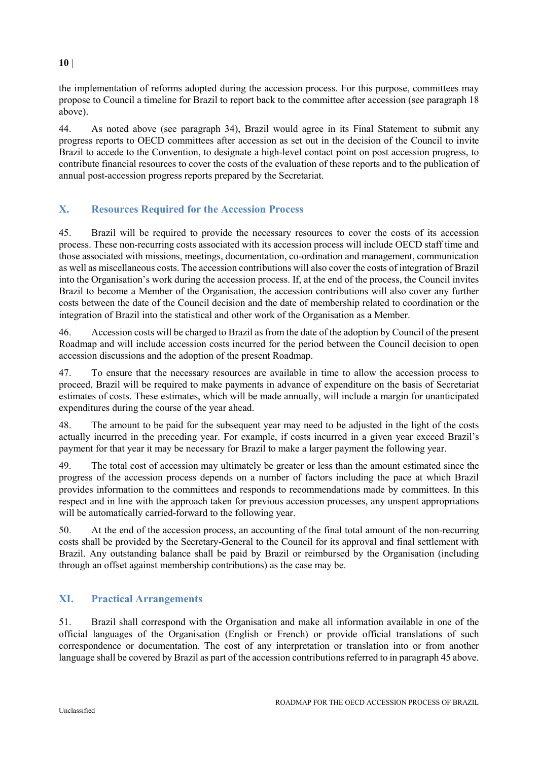the implementation of reforms adopted during the accession process. For this purpose, committees may propose to Council a timeline for Brazil to report back to the committee after accession (see paragraph 18 above).

44. As noted above (see paragraph 34), Brazil would agree in its Final Statement to submit any progress reports to OECD committees after accession as set out in the decision of the Council to invite Brazil to accede to the Convention, to designate a high-level contact point on post accession progress, to contribute financial resources to cover the costs of the evaluation of these reports and to the publication of annual post-accession progress reports prepared by the Secretariat.

## X. Resources Required for the Accession Process

45. Brazil will be required to provide the necessary resources to cover the costs of its accession process. These non-recurring costs associated with its accession process will include OECD staff time and those associated with missions, meetings, documentation, co-ordination and management, communication as well as miscellaneous costs. The accession contributions will also cover the costs of integration of Brazil into the Organisation's work during the accession process. If, at the end of the process, the Council invites Brazil to become a Member of the Organisation, the accession contributions will also cover any further costs between the date of the Council decision and the date of membership related to coordination or the integration of Brazil into the statistical and other work of the Organisation as a Member.

46. Accession costs will be charged to Brazil as from the date of the adoption by Council of the present Roadmap and will include accession costs incurred for the period between the Council decision to open accession discussions and the adoption of the present Roadmap.

47. To ensure that the necessary resources are available in time to allow the accession process to proceed, Brazil will be required to make payments in advance of expenditure on the basis of Secretariat estimates of costs. These estimates, which will be made annually, will include a margin for unanticipated expenditures during the course of the year ahead.

48. The amount to be paid for the subsequent year may need to be adjusted in the light of the costs actually incurred in the preceding year. For example, if costs incurred in a given year exceed Brazil's payment for that year it may be necessary for Brazil to make a larger payment the following year.

49. The total cost of accession may ultimately be greater or less than the amount estimated since the progress of the accession process depends on a number of factors including the pace at which Brazil provides information to the committees and responds to recommendations made by committees. In this respect and in line with the approach taken for previous accession processes, any unspent appropriations will be automatically carried-forward to the following year.

50. At the end of the accession process, an accounting of the final total amount of the non-recurring costs shall be provided by the Secretary-General to the Council for its approval and final settlement with Brazil. Any outstanding balance shall be paid by Brazil or reimbursed by the Organisation (including through an offset against membership contributions) as the case may be.

## XI. Practical Arrangements

51. Brazil shall correspond with the Organisation and make all information available in one of the official languages of the Organisation (English or French) or provide official translations of such correspondence or documentation. The cost of any interpretation or translation into or from another language shall be covered by Brazil as part of the accession contributions referred to in paragraph 45 above.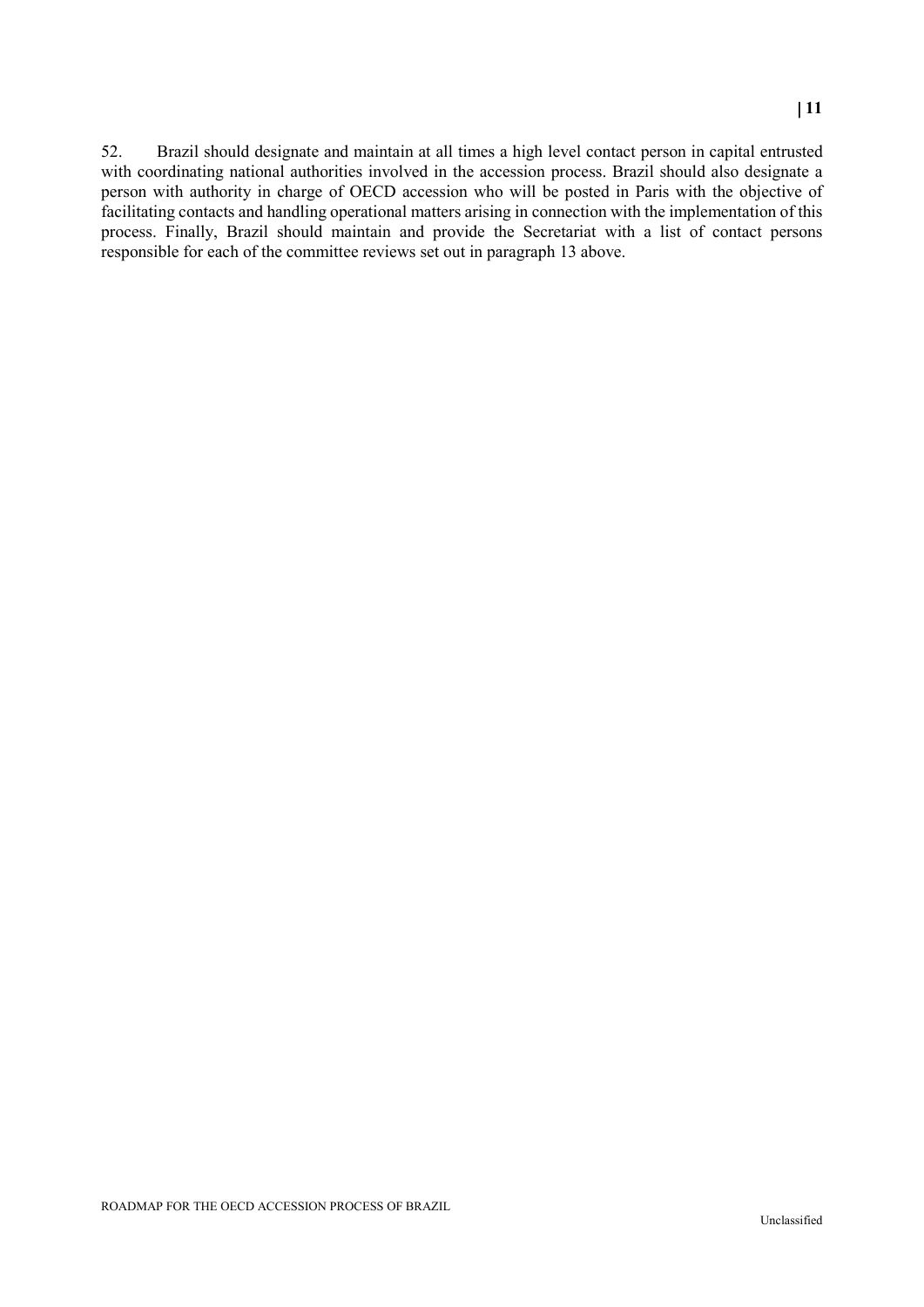52. Brazil should designate and maintain at all times a high level contact person in capital entrusted with coordinating national authorities involved in the accession process. Brazil should also designate a person with authority in charge of OECD accession who will be posted in Paris with the objective of facilitating contacts and handling operational matters arising in connection with the implementation of this process. Finally, Brazil should maintain and provide the Secretariat with a list of contact persons responsible for each of the committee reviews set out in paragraph 13 above.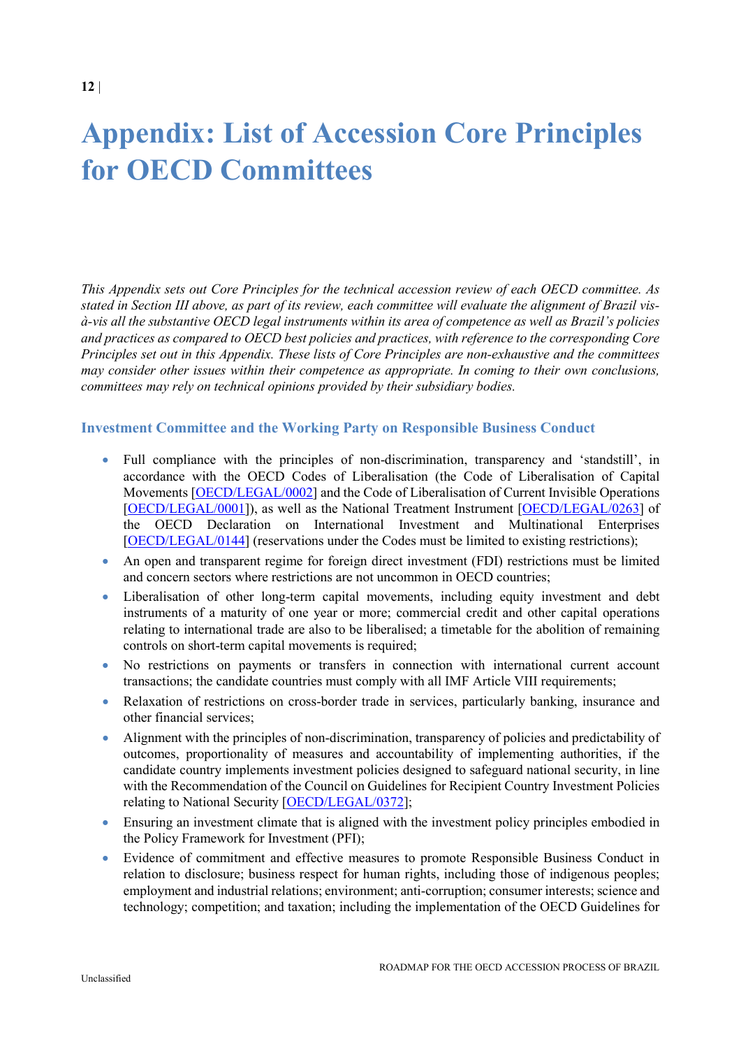# Appendix: List of Accession Core Principles for OECD Committees

*This Appendix sets out Core Principles for the technical accession review of each OECD committee. As stated in Section III above, as part of its review, each committee will evaluate the alignment of Brazil vis-à-vis all the substantive OECD legal instruments within its area of competence as well as Brazil's policies and practices as compared to OECD best policies and practices, with reference to the corresponding Core Principles set out in this Appendix. These lists of Core Principles are non-exhaustive and the committees may consider other issues within their competence as appropriate. In coming to their own conclusions, committees may rely on technical opinions provided by their subsidiary bodies.*

### Investment Committee and the Working Party on Responsible Business Conduct

- Full compliance with the principles of non-discrimination, transparency and 'standstill', in accordance with the OECD Codes of Liberalisation (the Code of Liberalisation of Capital Movements [OECD/LEGAL/0002] and the Code of Liberalisation of Current Invisible Operations [OECD/LEGAL/0001]), as well as the National Treatment Instrument [OECD/LEGAL/0263] of the OECD Declaration on International Investment and Multinational Enterprises [OECD/LEGAL/0144] (reservations under the Codes must be limited to existing restrictions);
- An open and transparent regime for foreign direct investment (FDI) restrictions must be limited and concern sectors where restrictions are not uncommon in OECD countries;
- Liberalisation of other long-term capital movements, including equity investment and debt instruments of a maturity of one year or more; commercial credit and other capital operations relating to international trade are also to be liberalised; a timetable for the abolition of remaining controls on short-term capital movements is required;
- No restrictions on payments or transfers in connection with international current account transactions; the candidate countries must comply with all IMF Article VIII requirements;
- Relaxation of restrictions on cross-border trade in services, particularly banking, insurance and other financial services;
- Alignment with the principles of non-discrimination, transparency of policies and predictability of outcomes, proportionality of measures and accountability of implementing authorities, if the candidate country implements investment policies designed to safeguard national security, in line with the Recommendation of the Council on Guidelines for Recipient Country Investment Policies relating to National Security [OECD/LEGAL/0372];
- Ensuring an investment climate that is aligned with the investment policy principles embodied in the Policy Framework for Investment (PFI);
- Evidence of commitment and effective measures to promote Responsible Business Conduct in relation to disclosure; business respect for human rights, including those of indigenous peoples; employment and industrial relations; environment; anti-corruption; consumer interests; science and technology; competition; and taxation; including the implementation of the OECD Guidelines for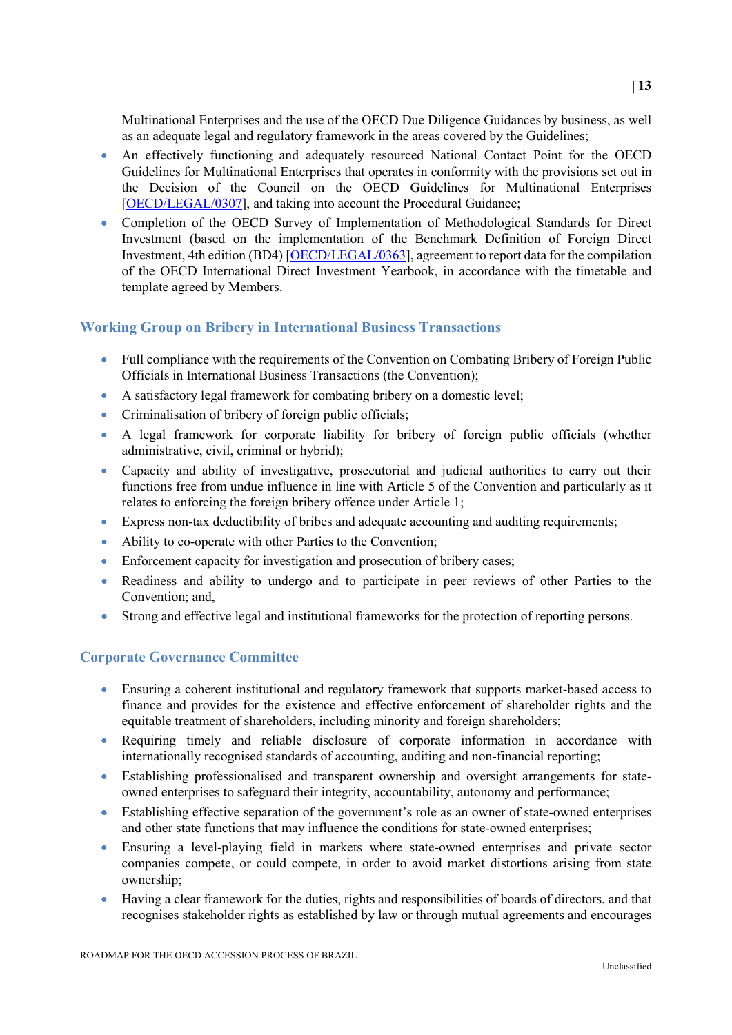Multinational Enterprises and the use of the OECD Due Diligence Guidances by business, as well as an adequate legal and regulatory framework in the areas covered by the Guidelines;

- An effectively functioning and adequately resourced National Contact Point for the OECD Guidelines for Multinational Enterprises that operates in conformity with the provisions set out in the Decision of the Council on the OECD Guidelines for Multinational Enterprises [OECD/LEGAL/0307], and taking into account the Procedural Guidance;
- Completion of the OECD Survey of Implementation of Methodological Standards for Direct Investment (based on the implementation of the Benchmark Definition of Foreign Direct Investment, 4th edition (BD4) [OECD/LEGAL/0363], agreement to report data for the compilation of the OECD International Direct Investment Yearbook, in accordance with the timetable and template agreed by Members.

### Working Group on Bribery in International Business Transactions

- Full compliance with the requirements of the Convention on Combating Bribery of Foreign Public Officials in International Business Transactions (the Convention);
- A satisfactory legal framework for combating bribery on a domestic level;
- Criminalisation of bribery of foreign public officials;
- A legal framework for corporate liability for bribery of foreign public officials (whether administrative, civil, criminal or hybrid);
- Capacity and ability of investigative, prosecutorial and judicial authorities to carry out their functions free from undue influence in line with Article 5 of the Convention and particularly as it relates to enforcing the foreign bribery offence under Article 1;
- Express non-tax deductibility of bribes and adequate accounting and auditing requirements;
- Ability to co-operate with other Parties to the Convention;
- Enforcement capacity for investigation and prosecution of bribery cases;
- Readiness and ability to undergo and to participate in peer reviews of other Parties to the Convention; and,
- Strong and effective legal and institutional frameworks for the protection of reporting persons.

### Corporate Governance Committee

- Ensuring a coherent institutional and regulatory framework that supports market-based access to finance and provides for the existence and effective enforcement of shareholder rights and the equitable treatment of shareholders, including minority and foreign shareholders;
- Requiring timely and reliable disclosure of corporate information in accordance with internationally recognised standards of accounting, auditing and non-financial reporting;
- Establishing professionalised and transparent ownership and oversight arrangements for state-owned enterprises to safeguard their integrity, accountability, autonomy and performance;
- Establishing effective separation of the government's role as an owner of state-owned enterprises and other state functions that may influence the conditions for state-owned enterprises;
- Ensuring a level-playing field in markets where state-owned enterprises and private sector companies compete, or could compete, in order to avoid market distortions arising from state ownership;
- Having a clear framework for the duties, rights and responsibilities of boards of directors, and that recognises stakeholder rights as established by law or through mutual agreements and encourages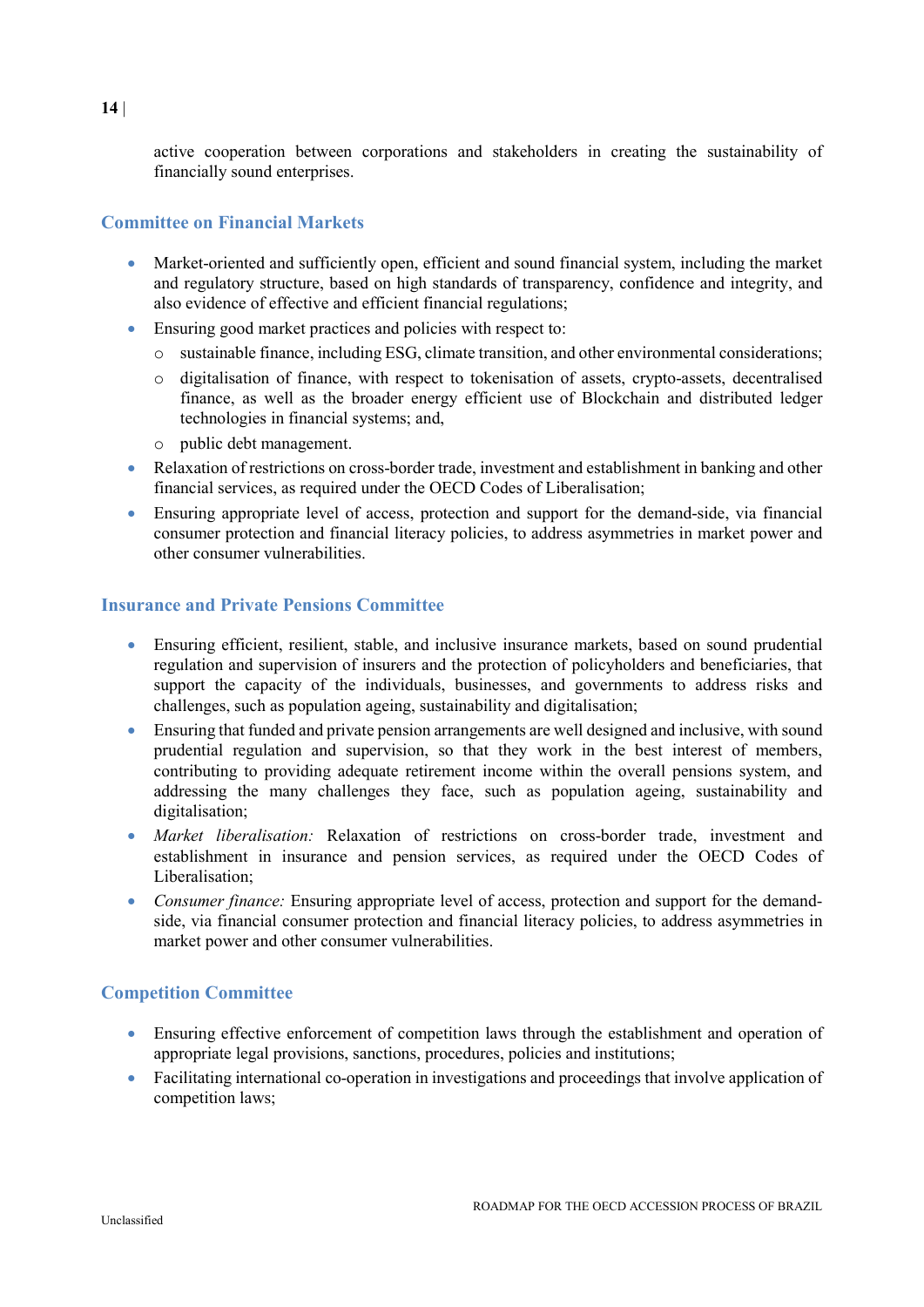active cooperation between corporations and stakeholders in creating the sustainability of financially sound enterprises.

### Committee on Financial Markets

- Market-oriented and sufficiently open, efficient and sound financial system, including the market and regulatory structure, based on high standards of transparency, confidence and integrity, and also evidence of effective and efficient financial regulations;
- Ensuring good market practices and policies with respect to:
  - sustainable finance, including ESG, climate transition, and other environmental considerations;
  - digitalisation of finance, with respect to tokenisation of assets, crypto-assets, decentralised finance, as well as the broader energy efficient use of Blockchain and distributed ledger technologies in financial systems; and,
  - public debt management.
- Relaxation of restrictions on cross-border trade, investment and establishment in banking and other financial services, as required under the OECD Codes of Liberalisation;
- Ensuring appropriate level of access, protection and support for the demand-side, via financial consumer protection and financial literacy policies, to address asymmetries in market power and other consumer vulnerabilities.

### Insurance and Private Pensions Committee

- Ensuring efficient, resilient, stable, and inclusive insurance markets, based on sound prudential regulation and supervision of insurers and the protection of policyholders and beneficiaries, that support the capacity of the individuals, businesses, and governments to address risks and challenges, such as population ageing, sustainability and digitalisation;
- Ensuring that funded and private pension arrangements are well designed and inclusive, with sound prudential regulation and supervision, so that they work in the best interest of members, contributing to providing adequate retirement income within the overall pensions system, and addressing the many challenges they face, such as population ageing, sustainability and digitalisation;
- *Market liberalisation:* Relaxation of restrictions on cross-border trade, investment and establishment in insurance and pension services, as required under the OECD Codes of Liberalisation;
- *Consumer finance:* Ensuring appropriate level of access, protection and support for the demand-side, via financial consumer protection and financial literacy policies, to address asymmetries in market power and other consumer vulnerabilities.

### Competition Committee

- Ensuring effective enforcement of competition laws through the establishment and operation of appropriate legal provisions, sanctions, procedures, policies and institutions;
- Facilitating international co-operation in investigations and proceedings that involve application of competition laws;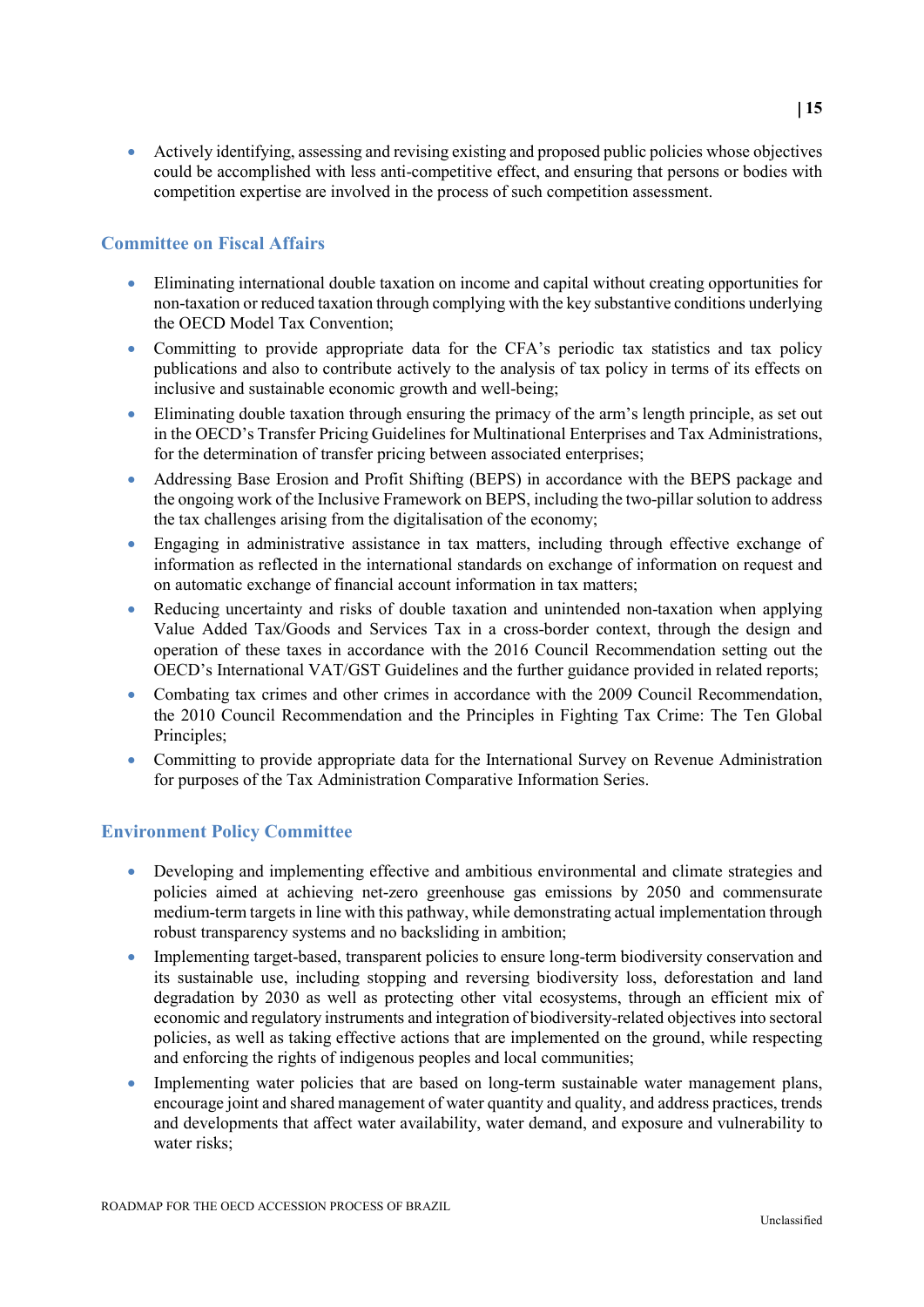- Actively identifying, assessing and revising existing and proposed public policies whose objectives could be accomplished with less anti-competitive effect, and ensuring that persons or bodies with competition expertise are involved in the process of such competition assessment.

### Committee on Fiscal Affairs

- Eliminating international double taxation on income and capital without creating opportunities for non-taxation or reduced taxation through complying with the key substantive conditions underlying the OECD Model Tax Convention;
- Committing to provide appropriate data for the CFA's periodic tax statistics and tax policy publications and also to contribute actively to the analysis of tax policy in terms of its effects on inclusive and sustainable economic growth and well-being;
- Eliminating double taxation through ensuring the primacy of the arm's length principle, as set out in the OECD's Transfer Pricing Guidelines for Multinational Enterprises and Tax Administrations, for the determination of transfer pricing between associated enterprises;
- Addressing Base Erosion and Profit Shifting (BEPS) in accordance with the BEPS package and the ongoing work of the Inclusive Framework on BEPS, including the two-pillar solution to address the tax challenges arising from the digitalisation of the economy;
- Engaging in administrative assistance in tax matters, including through effective exchange of information as reflected in the international standards on exchange of information on request and on automatic exchange of financial account information in tax matters;
- Reducing uncertainty and risks of double taxation and unintended non-taxation when applying Value Added Tax/Goods and Services Tax in a cross-border context, through the design and operation of these taxes in accordance with the 2016 Council Recommendation setting out the OECD's International VAT/GST Guidelines and the further guidance provided in related reports;
- Combating tax crimes and other crimes in accordance with the 2009 Council Recommendation, the 2010 Council Recommendation and the Principles in Fighting Tax Crime: The Ten Global Principles;
- Committing to provide appropriate data for the International Survey on Revenue Administration for purposes of the Tax Administration Comparative Information Series.

### Environment Policy Committee

- Developing and implementing effective and ambitious environmental and climate strategies and policies aimed at achieving net-zero greenhouse gas emissions by 2050 and commensurate medium-term targets in line with this pathway, while demonstrating actual implementation through robust transparency systems and no backsliding in ambition;
- Implementing target-based, transparent policies to ensure long-term biodiversity conservation and its sustainable use, including stopping and reversing biodiversity loss, deforestation and land degradation by 2030 as well as protecting other vital ecosystems, through an efficient mix of economic and regulatory instruments and integration of biodiversity-related objectives into sectoral policies, as well as taking effective actions that are implemented on the ground, while respecting and enforcing the rights of indigenous peoples and local communities;
- Implementing water policies that are based on long-term sustainable water management plans, encourage joint and shared management of water quantity and quality, and address practices, trends and developments that affect water availability, water demand, and exposure and vulnerability to water risks;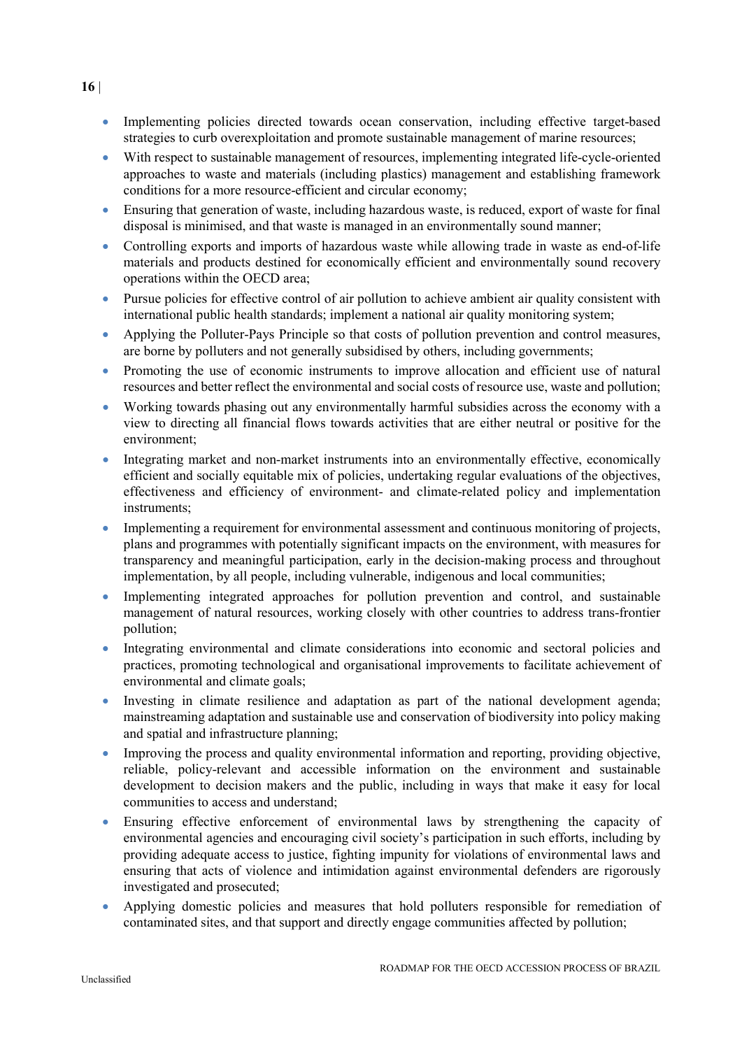- Implementing policies directed towards ocean conservation, including effective target-based strategies to curb overexploitation and promote sustainable management of marine resources;
- With respect to sustainable management of resources, implementing integrated life-cycle-oriented approaches to waste and materials (including plastics) management and establishing framework conditions for a more resource-efficient and circular economy;
- Ensuring that generation of waste, including hazardous waste, is reduced, export of waste for final disposal is minimised, and that waste is managed in an environmentally sound manner;
- Controlling exports and imports of hazardous waste while allowing trade in waste as end-of-life materials and products destined for economically efficient and environmentally sound recovery operations within the OECD area;
- Pursue policies for effective control of air pollution to achieve ambient air quality consistent with international public health standards; implement a national air quality monitoring system;
- Applying the Polluter-Pays Principle so that costs of pollution prevention and control measures, are borne by polluters and not generally subsidised by others, including governments;
- Promoting the use of economic instruments to improve allocation and efficient use of natural resources and better reflect the environmental and social costs of resource use, waste and pollution;
- Working towards phasing out any environmentally harmful subsidies across the economy with a view to directing all financial flows towards activities that are either neutral or positive for the environment;
- Integrating market and non-market instruments into an environmentally effective, economically efficient and socially equitable mix of policies, undertaking regular evaluations of the objectives, effectiveness and efficiency of environment- and climate-related policy and implementation instruments;
- Implementing a requirement for environmental assessment and continuous monitoring of projects, plans and programmes with potentially significant impacts on the environment, with measures for transparency and meaningful participation, early in the decision-making process and throughout implementation, by all people, including vulnerable, indigenous and local communities;
- Implementing integrated approaches for pollution prevention and control, and sustainable management of natural resources, working closely with other countries to address trans-frontier pollution;
- Integrating environmental and climate considerations into economic and sectoral policies and practices, promoting technological and organisational improvements to facilitate achievement of environmental and climate goals;
- Investing in climate resilience and adaptation as part of the national development agenda; mainstreaming adaptation and sustainable use and conservation of biodiversity into policy making and spatial and infrastructure planning;
- Improving the process and quality environmental information and reporting, providing objective, reliable, policy-relevant and accessible information on the environment and sustainable development to decision makers and the public, including in ways that make it easy for local communities to access and understand;
- Ensuring effective enforcement of environmental laws by strengthening the capacity of environmental agencies and encouraging civil society's participation in such efforts, including by providing adequate access to justice, fighting impunity for violations of environmental laws and ensuring that acts of violence and intimidation against environmental defenders are rigorously investigated and prosecuted;
- Applying domestic policies and measures that hold polluters responsible for remediation of contaminated sites, and that support and directly engage communities affected by pollution;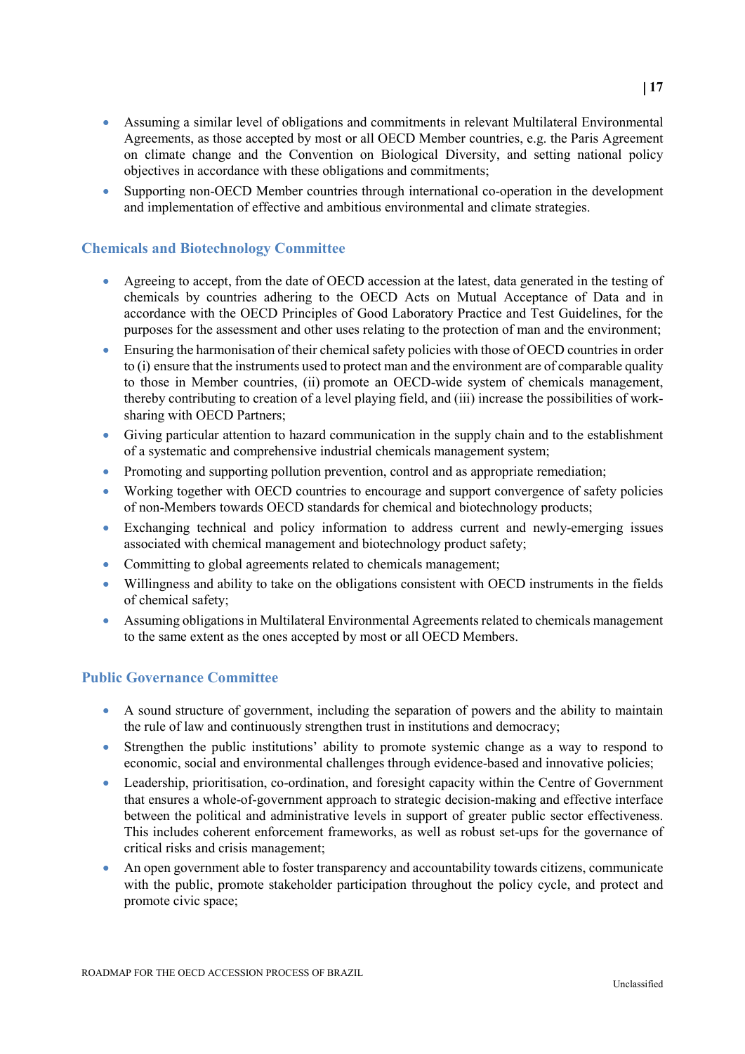- Assuming a similar level of obligations and commitments in relevant Multilateral Environmental Agreements, as those accepted by most or all OECD Member countries, e.g. the Paris Agreement on climate change and the Convention on Biological Diversity, and setting national policy objectives in accordance with these obligations and commitments;
- Supporting non-OECD Member countries through international co-operation in the development and implementation of effective and ambitious environmental and climate strategies.

### Chemicals and Biotechnology Committee

- Agreeing to accept, from the date of OECD accession at the latest, data generated in the testing of chemicals by countries adhering to the OECD Acts on Mutual Acceptance of Data and in accordance with the OECD Principles of Good Laboratory Practice and Test Guidelines, for the purposes for the assessment and other uses relating to the protection of man and the environment;
- Ensuring the harmonisation of their chemical safety policies with those of OECD countries in order to (i) ensure that the instruments used to protect man and the environment are of comparable quality to those in Member countries, (ii) promote an OECD-wide system of chemicals management, thereby contributing to creation of a level playing field, and (iii) increase the possibilities of work-sharing with OECD Partners;
- Giving particular attention to hazard communication in the supply chain and to the establishment of a systematic and comprehensive industrial chemicals management system;
- Promoting and supporting pollution prevention, control and as appropriate remediation;
- Working together with OECD countries to encourage and support convergence of safety policies of non-Members towards OECD standards for chemical and biotechnology products;
- Exchanging technical and policy information to address current and newly-emerging issues associated with chemical management and biotechnology product safety;
- Committing to global agreements related to chemicals management;
- Willingness and ability to take on the obligations consistent with OECD instruments in the fields of chemical safety;
- Assuming obligations in Multilateral Environmental Agreements related to chemicals management to the same extent as the ones accepted by most or all OECD Members.

### Public Governance Committee

- A sound structure of government, including the separation of powers and the ability to maintain the rule of law and continuously strengthen trust in institutions and democracy;
- Strengthen the public institutions' ability to promote systemic change as a way to respond to economic, social and environmental challenges through evidence-based and innovative policies;
- Leadership, prioritisation, co-ordination, and foresight capacity within the Centre of Government that ensures a whole-of-government approach to strategic decision-making and effective interface between the political and administrative levels in support of greater public sector effectiveness. This includes coherent enforcement frameworks, as well as robust set-ups for the governance of critical risks and crisis management;
- An open government able to foster transparency and accountability towards citizens, communicate with the public, promote stakeholder participation throughout the policy cycle, and protect and promote civic space;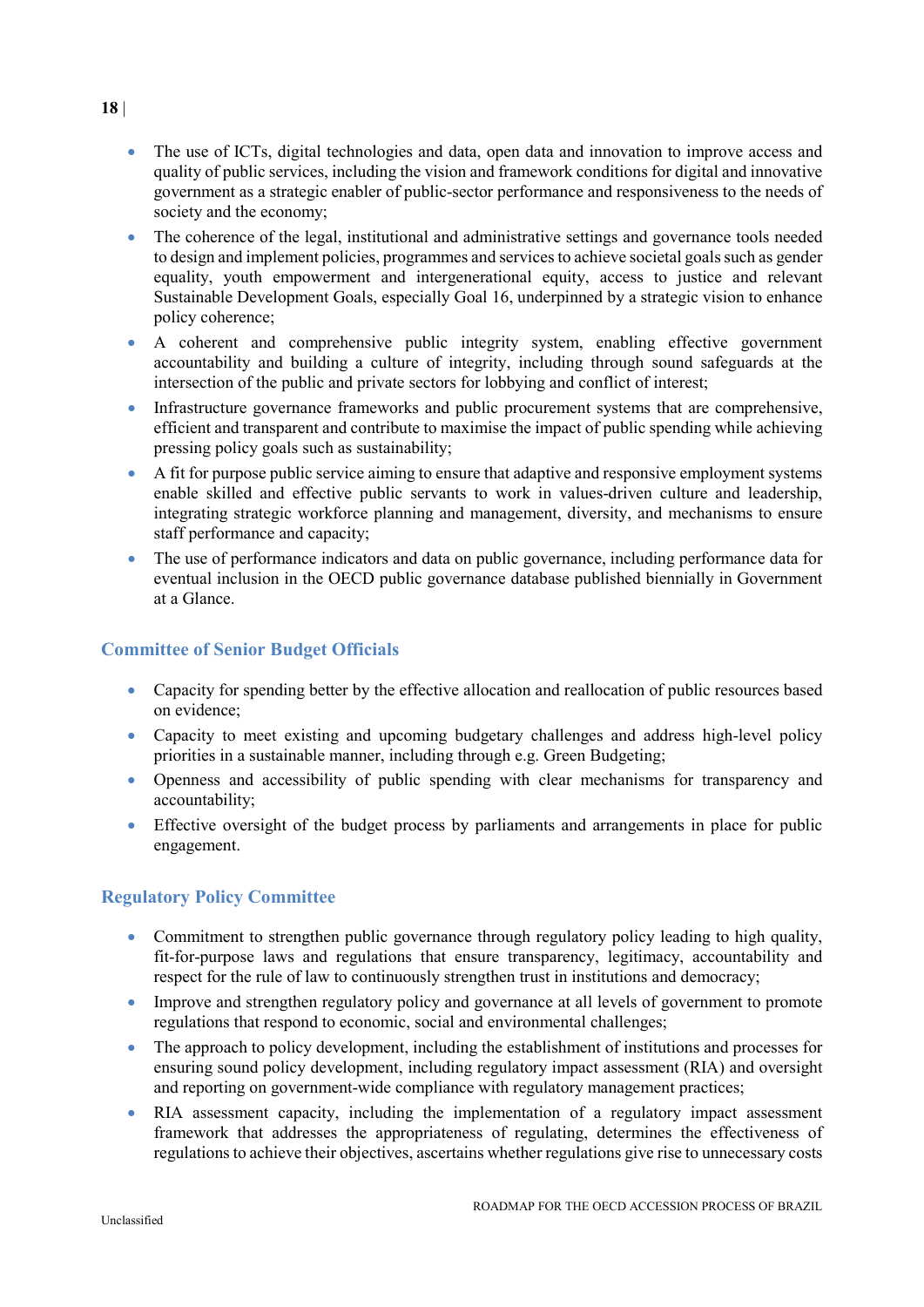- The use of ICTs, digital technologies and data, open data and innovation to improve access and quality of public services, including the vision and framework conditions for digital and innovative government as a strategic enabler of public-sector performance and responsiveness to the needs of society and the economy;
- The coherence of the legal, institutional and administrative settings and governance tools needed to design and implement policies, programmes and services to achieve societal goals such as gender equality, youth empowerment and intergenerational equity, access to justice and relevant Sustainable Development Goals, especially Goal 16, underpinned by a strategic vision to enhance policy coherence;
- A coherent and comprehensive public integrity system, enabling effective government accountability and building a culture of integrity, including through sound safeguards at the intersection of the public and private sectors for lobbying and conflict of interest;
- Infrastructure governance frameworks and public procurement systems that are comprehensive, efficient and transparent and contribute to maximise the impact of public spending while achieving pressing policy goals such as sustainability;
- A fit for purpose public service aiming to ensure that adaptive and responsive employment systems enable skilled and effective public servants to work in values-driven culture and leadership, integrating strategic workforce planning and management, diversity, and mechanisms to ensure staff performance and capacity;
- The use of performance indicators and data on public governance, including performance data for eventual inclusion in the OECD public governance database published biennially in Government at a Glance.

### Committee of Senior Budget Officials

- Capacity for spending better by the effective allocation and reallocation of public resources based on evidence;
- Capacity to meet existing and upcoming budgetary challenges and address high-level policy priorities in a sustainable manner, including through e.g. Green Budgeting;
- Openness and accessibility of public spending with clear mechanisms for transparency and accountability;
- Effective oversight of the budget process by parliaments and arrangements in place for public engagement.

### Regulatory Policy Committee

- Commitment to strengthen public governance through regulatory policy leading to high quality, fit-for-purpose laws and regulations that ensure transparency, legitimacy, accountability and respect for the rule of law to continuously strengthen trust in institutions and democracy;
- Improve and strengthen regulatory policy and governance at all levels of government to promote regulations that respond to economic, social and environmental challenges;
- The approach to policy development, including the establishment of institutions and processes for ensuring sound policy development, including regulatory impact assessment (RIA) and oversight and reporting on government-wide compliance with regulatory management practices;
- RIA assessment capacity, including the implementation of a regulatory impact assessment framework that addresses the appropriateness of regulating, determines the effectiveness of regulations to achieve their objectives, ascertains whether regulations give rise to unnecessary costs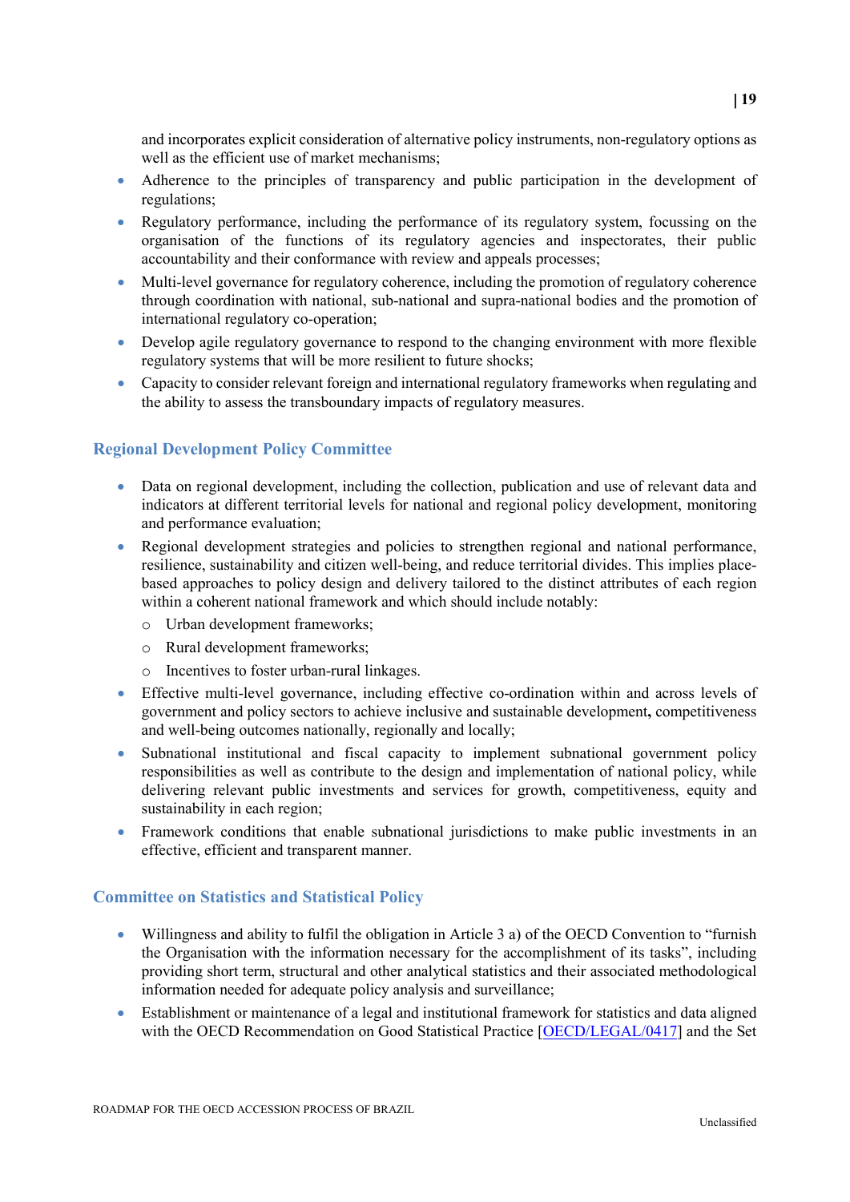and incorporates explicit consideration of alternative policy instruments, non-regulatory options as well as the efficient use of market mechanisms;

- Adherence to the principles of transparency and public participation in the development of regulations;
- Regulatory performance, including the performance of its regulatory system, focussing on the organisation of the functions of its regulatory agencies and inspectorates, their public accountability and their conformance with review and appeals processes;
- Multi-level governance for regulatory coherence, including the promotion of regulatory coherence through coordination with national, sub-national and supra-national bodies and the promotion of international regulatory co-operation;
- Develop agile regulatory governance to respond to the changing environment with more flexible regulatory systems that will be more resilient to future shocks;
- Capacity to consider relevant foreign and international regulatory frameworks when regulating and the ability to assess the transboundary impacts of regulatory measures.

## Regional Development Policy Committee

- Data on regional development, including the collection, publication and use of relevant data and indicators at different territorial levels for national and regional policy development, monitoring and performance evaluation;
- Regional development strategies and policies to strengthen regional and national performance, resilience, sustainability and citizen well-being, and reduce territorial divides. This implies place-based approaches to policy design and delivery tailored to the distinct attributes of each region within a coherent national framework and which should include notably:
  - Urban development frameworks;
  - Rural development frameworks;
  - Incentives to foster urban-rural linkages.
- Effective multi-level governance, including effective co-ordination within and across levels of government and policy sectors to achieve inclusive and sustainable development**,** competitiveness and well-being outcomes nationally, regionally and locally;
- Subnational institutional and fiscal capacity to implement subnational government policy responsibilities as well as contribute to the design and implementation of national policy, while delivering relevant public investments and services for growth, competitiveness, equity and sustainability in each region;
- Framework conditions that enable subnational jurisdictions to make public investments in an effective, efficient and transparent manner.

## Committee on Statistics and Statistical Policy

- Willingness and ability to fulfil the obligation in Article 3 a) of the OECD Convention to "furnish the Organisation with the information necessary for the accomplishment of its tasks", including providing short term, structural and other analytical statistics and their associated methodological information needed for adequate policy analysis and surveillance;
- Establishment or maintenance of a legal and institutional framework for statistics and data aligned with the OECD Recommendation on Good Statistical Practice [OECD/LEGAL/0417] and the Set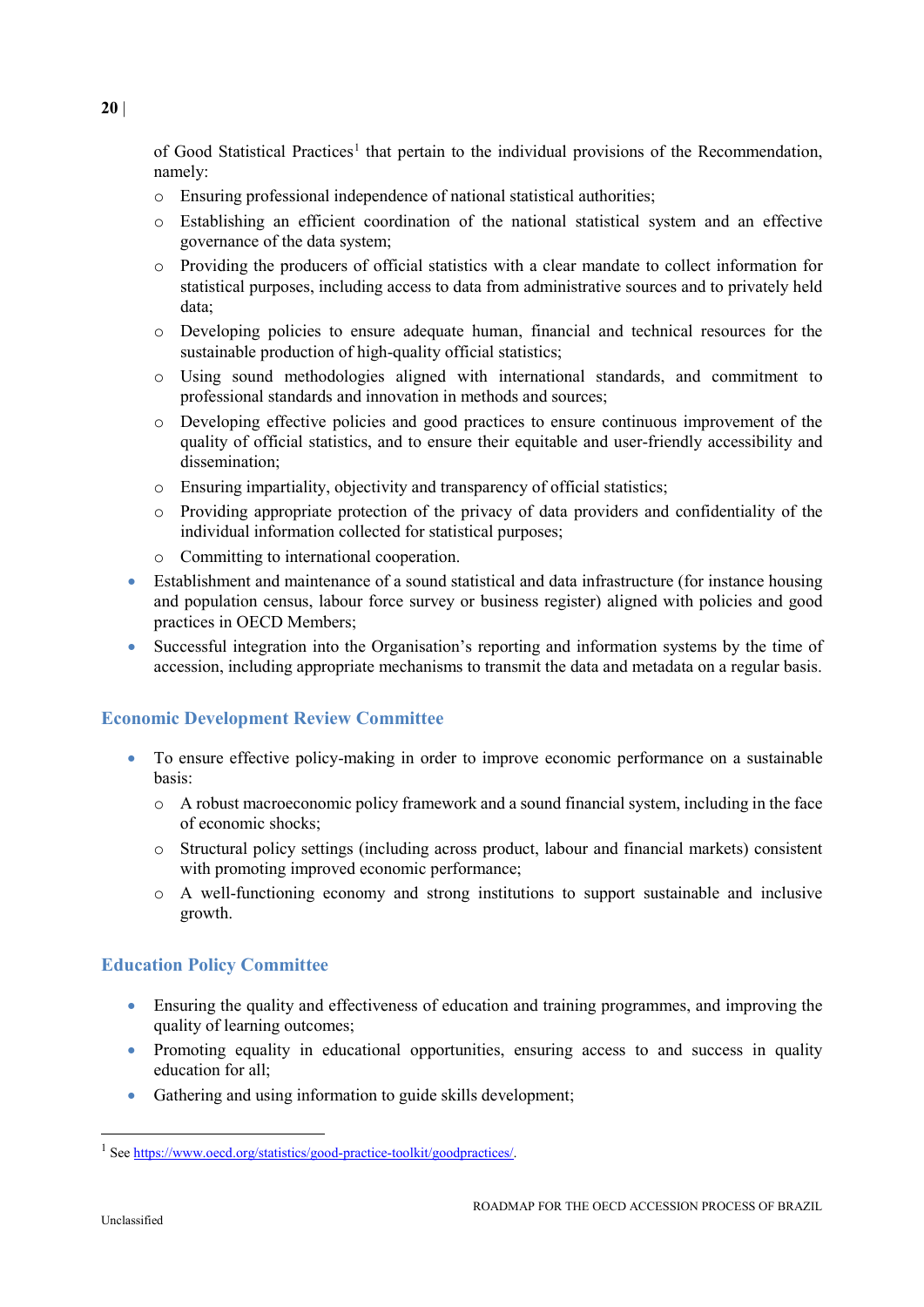of Good Statistical Practices[1] that pertain to the individual provisions of the Recommendation, namely:

  - Ensuring professional independence of national statistical authorities;
  - Establishing an efficient coordination of the national statistical system and an effective governance of the data system;
  - Providing the producers of official statistics with a clear mandate to collect information for statistical purposes, including access to data from administrative sources and to privately held data;
  - Developing policies to ensure adequate human, financial and technical resources for the sustainable production of high-quality official statistics;
  - Using sound methodologies aligned with international standards, and commitment to professional standards and innovation in methods and sources;
  - Developing effective policies and good practices to ensure continuous improvement of the quality of official statistics, and to ensure their equitable and user-friendly accessibility and dissemination;
  - Ensuring impartiality, objectivity and transparency of official statistics;
  - Providing appropriate protection of the privacy of data providers and confidentiality of the individual information collected for statistical purposes;
  - Committing to international cooperation.
- Establishment and maintenance of a sound statistical and data infrastructure (for instance housing and population census, labour force survey or business register) aligned with policies and good practices in OECD Members;
- Successful integration into the Organisation's reporting and information systems by the time of accession, including appropriate mechanisms to transmit the data and metadata on a regular basis.

## Economic Development Review Committee

- To ensure effective policy-making in order to improve economic performance on a sustainable basis:
  - A robust macroeconomic policy framework and a sound financial system, including in the face of economic shocks;
  - Structural policy settings (including across product, labour and financial markets) consistent with promoting improved economic performance;
  - A well-functioning economy and strong institutions to support sustainable and inclusive growth.

## Education Policy Committee

- Ensuring the quality and effectiveness of education and training programmes, and improving the quality of learning outcomes;
- Promoting equality in educational opportunities, ensuring access to and success in quality education for all;
- Gathering and using information to guide skills development;

---

[1] See https://www.oecd.org/statistics/good-practice-toolkit/goodpractices/.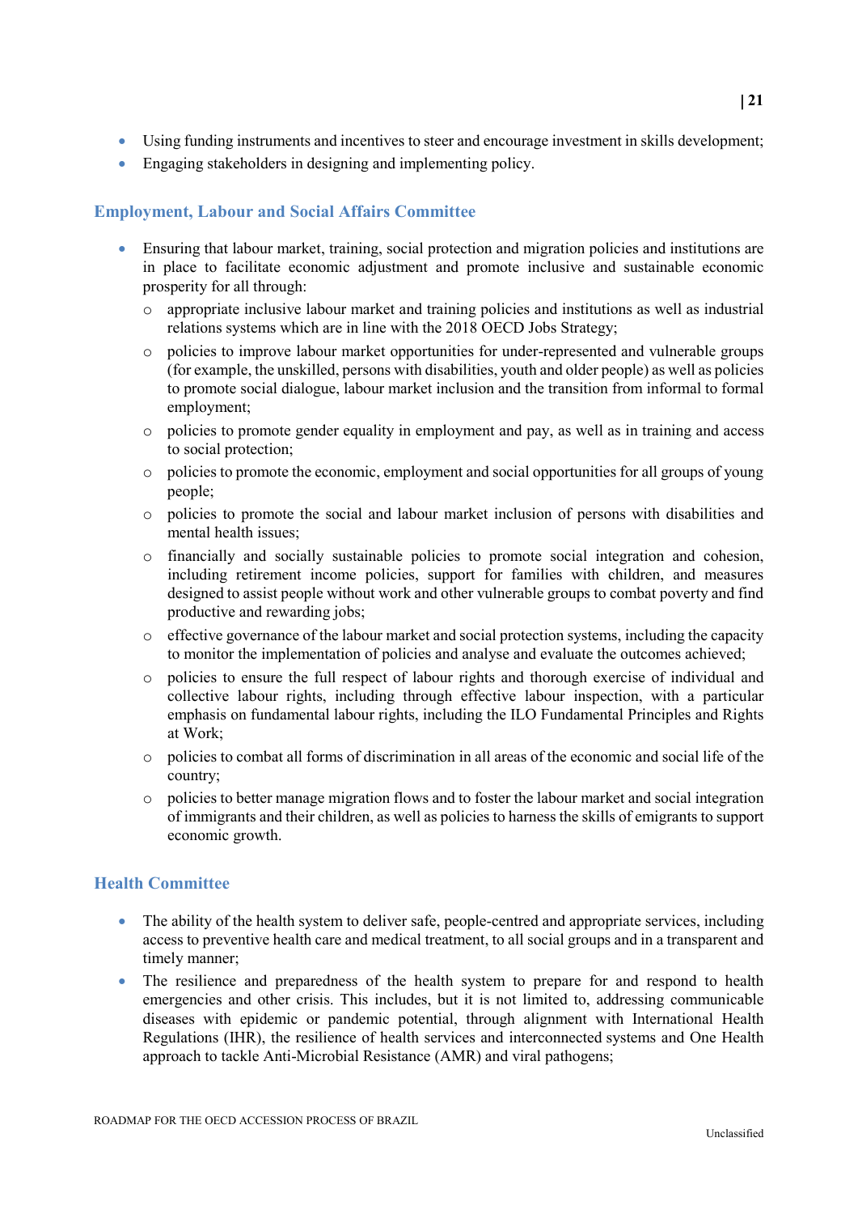- Using funding instruments and incentives to steer and encourage investment in skills development;
- Engaging stakeholders in designing and implementing policy.

### Employment, Labour and Social Affairs Committee

- Ensuring that labour market, training, social protection and migration policies and institutions are in place to facilitate economic adjustment and promote inclusive and sustainable economic prosperity for all through:
  - appropriate inclusive labour market and training policies and institutions as well as industrial relations systems which are in line with the 2018 OECD Jobs Strategy;
  - policies to improve labour market opportunities for under-represented and vulnerable groups (for example, the unskilled, persons with disabilities, youth and older people) as well as policies to promote social dialogue, labour market inclusion and the transition from informal to formal employment;
  - policies to promote gender equality in employment and pay, as well as in training and access to social protection;
  - policies to promote the economic, employment and social opportunities for all groups of young people;
  - policies to promote the social and labour market inclusion of persons with disabilities and mental health issues;
  - financially and socially sustainable policies to promote social integration and cohesion, including retirement income policies, support for families with children, and measures designed to assist people without work and other vulnerable groups to combat poverty and find productive and rewarding jobs;
  - effective governance of the labour market and social protection systems, including the capacity to monitor the implementation of policies and analyse and evaluate the outcomes achieved;
  - policies to ensure the full respect of labour rights and thorough exercise of individual and collective labour rights, including through effective labour inspection, with a particular emphasis on fundamental labour rights, including the ILO Fundamental Principles and Rights at Work;
  - policies to combat all forms of discrimination in all areas of the economic and social life of the country;
  - policies to better manage migration flows and to foster the labour market and social integration of immigrants and their children, as well as policies to harness the skills of emigrants to support economic growth.

### Health Committee

- The ability of the health system to deliver safe, people-centred and appropriate services, including access to preventive health care and medical treatment, to all social groups and in a transparent and timely manner;
- The resilience and preparedness of the health system to prepare for and respond to health emergencies and other crisis. This includes, but it is not limited to, addressing communicable diseases with epidemic or pandemic potential, through alignment with International Health Regulations (IHR), the resilience of health services and interconnected systems and One Health approach to tackle Anti-Microbial Resistance (AMR) and viral pathogens;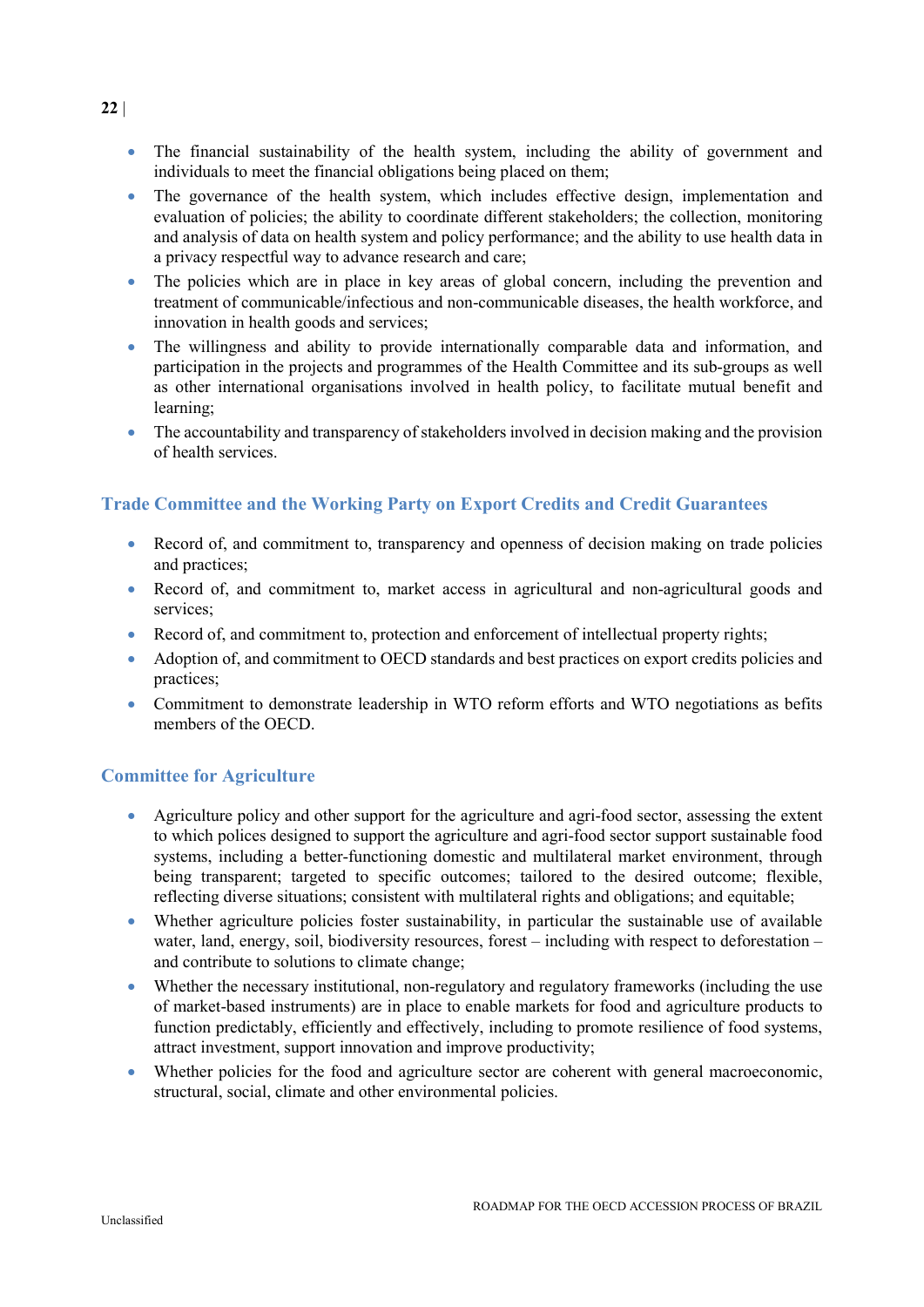- The financial sustainability of the health system, including the ability of government and individuals to meet the financial obligations being placed on them;
- The governance of the health system, which includes effective design, implementation and evaluation of policies; the ability to coordinate different stakeholders; the collection, monitoring and analysis of data on health system and policy performance; and the ability to use health data in a privacy respectful way to advance research and care;
- The policies which are in place in key areas of global concern, including the prevention and treatment of communicable/infectious and non-communicable diseases, the health workforce, and innovation in health goods and services;
- The willingness and ability to provide internationally comparable data and information, and participation in the projects and programmes of the Health Committee and its sub-groups as well as other international organisations involved in health policy, to facilitate mutual benefit and learning;
- The accountability and transparency of stakeholders involved in decision making and the provision of health services.

### Trade Committee and the Working Party on Export Credits and Credit Guarantees

- Record of, and commitment to, transparency and openness of decision making on trade policies and practices;
- Record of, and commitment to, market access in agricultural and non-agricultural goods and services;
- Record of, and commitment to, protection and enforcement of intellectual property rights;
- Adoption of, and commitment to OECD standards and best practices on export credits policies and practices;
- Commitment to demonstrate leadership in WTO reform efforts and WTO negotiations as befits members of the OECD.

### Committee for Agriculture

- Agriculture policy and other support for the agriculture and agri-food sector, assessing the extent to which polices designed to support the agriculture and agri-food sector support sustainable food systems, including a better-functioning domestic and multilateral market environment, through being transparent; targeted to specific outcomes; tailored to the desired outcome; flexible, reflecting diverse situations; consistent with multilateral rights and obligations; and equitable;
- Whether agriculture policies foster sustainability, in particular the sustainable use of available water, land, energy, soil, biodiversity resources, forest – including with respect to deforestation – and contribute to solutions to climate change;
- Whether the necessary institutional, non-regulatory and regulatory frameworks (including the use of market-based instruments) are in place to enable markets for food and agriculture products to function predictably, efficiently and effectively, including to promote resilience of food systems, attract investment, support innovation and improve productivity;
- Whether policies for the food and agriculture sector are coherent with general macroeconomic, structural, social, climate and other environmental policies.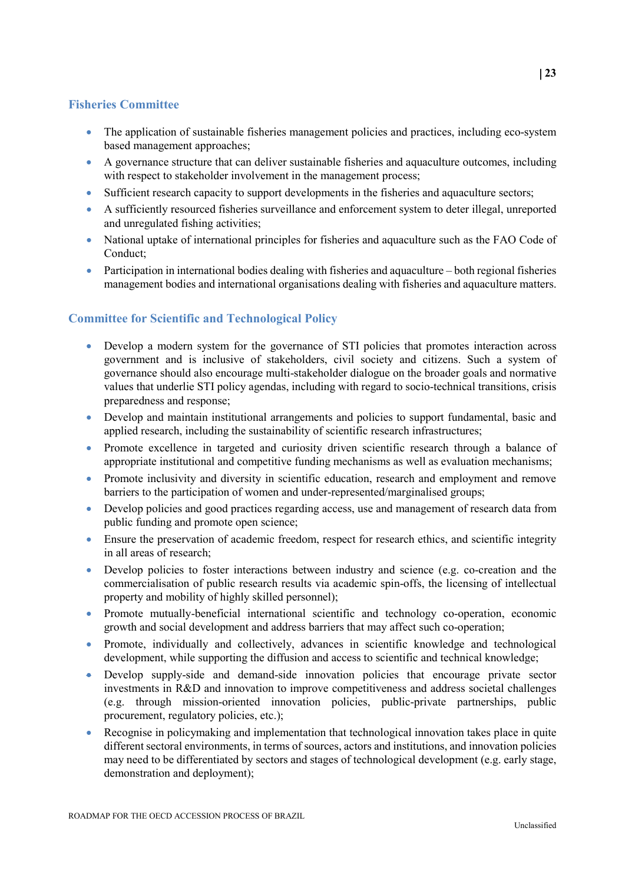## Fisheries Committee

- The application of sustainable fisheries management policies and practices, including eco-system based management approaches;
- A governance structure that can deliver sustainable fisheries and aquaculture outcomes, including with respect to stakeholder involvement in the management process;
- Sufficient research capacity to support developments in the fisheries and aquaculture sectors;
- A sufficiently resourced fisheries surveillance and enforcement system to deter illegal, unreported and unregulated fishing activities;
- National uptake of international principles for fisheries and aquaculture such as the FAO Code of Conduct;
- Participation in international bodies dealing with fisheries and aquaculture – both regional fisheries management bodies and international organisations dealing with fisheries and aquaculture matters.

## Committee for Scientific and Technological Policy

- Develop a modern system for the governance of STI policies that promotes interaction across government and is inclusive of stakeholders, civil society and citizens. Such a system of governance should also encourage multi-stakeholder dialogue on the broader goals and normative values that underlie STI policy agendas, including with regard to socio-technical transitions, crisis preparedness and response;
- Develop and maintain institutional arrangements and policies to support fundamental, basic and applied research, including the sustainability of scientific research infrastructures;
- Promote excellence in targeted and curiosity driven scientific research through a balance of appropriate institutional and competitive funding mechanisms as well as evaluation mechanisms;
- Promote inclusivity and diversity in scientific education, research and employment and remove barriers to the participation of women and under-represented/marginalised groups;
- Develop policies and good practices regarding access, use and management of research data from public funding and promote open science;
- Ensure the preservation of academic freedom, respect for research ethics, and scientific integrity in all areas of research;
- Develop policies to foster interactions between industry and science (e.g. co-creation and the commercialisation of public research results via academic spin-offs, the licensing of intellectual property and mobility of highly skilled personnel);
- Promote mutually-beneficial international scientific and technology co-operation, economic growth and social development and address barriers that may affect such co-operation;
- Promote, individually and collectively, advances in scientific knowledge and technological development, while supporting the diffusion and access to scientific and technical knowledge;
- Develop supply-side and demand-side innovation policies that encourage private sector investments in R&D and innovation to improve competitiveness and address societal challenges (e.g. through mission-oriented innovation policies, public-private partnerships, public procurement, regulatory policies, etc.);
- Recognise in policymaking and implementation that technological innovation takes place in quite different sectoral environments, in terms of sources, actors and institutions, and innovation policies may need to be differentiated by sectors and stages of technological development (e.g. early stage, demonstration and deployment);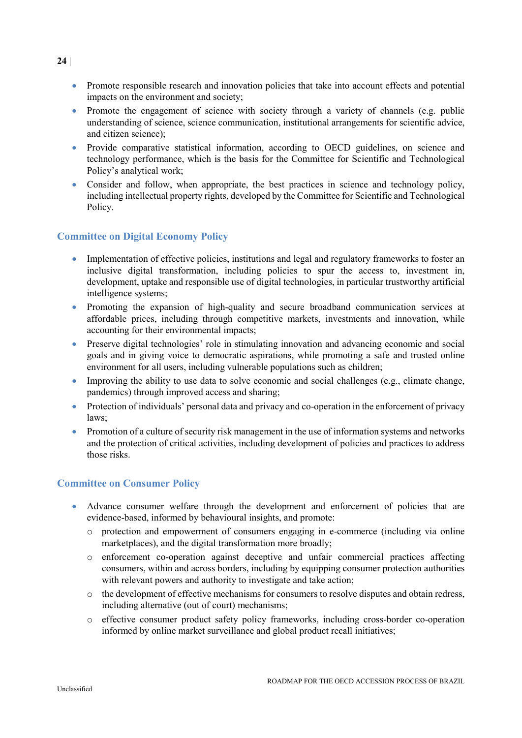- Promote responsible research and innovation policies that take into account effects and potential impacts on the environment and society;
- Promote the engagement of science with society through a variety of channels (e.g. public understanding of science, science communication, institutional arrangements for scientific advice, and citizen science);
- Provide comparative statistical information, according to OECD guidelines, on science and technology performance, which is the basis for the Committee for Scientific and Technological Policy's analytical work;
- Consider and follow, when appropriate, the best practices in science and technology policy, including intellectual property rights, developed by the Committee for Scientific and Technological Policy.

### Committee on Digital Economy Policy

- Implementation of effective policies, institutions and legal and regulatory frameworks to foster an inclusive digital transformation, including policies to spur the access to, investment in, development, uptake and responsible use of digital technologies, in particular trustworthy artificial intelligence systems;
- Promoting the expansion of high-quality and secure broadband communication services at affordable prices, including through competitive markets, investments and innovation, while accounting for their environmental impacts;
- Preserve digital technologies' role in stimulating innovation and advancing economic and social goals and in giving voice to democratic aspirations, while promoting a safe and trusted online environment for all users, including vulnerable populations such as children;
- Improving the ability to use data to solve economic and social challenges (e.g., climate change, pandemics) through improved access and sharing;
- Protection of individuals' personal data and privacy and co-operation in the enforcement of privacy laws;
- Promotion of a culture of security risk management in the use of information systems and networks and the protection of critical activities, including development of policies and practices to address those risks.

### Committee on Consumer Policy

- Advance consumer welfare through the development and enforcement of policies that are evidence-based, informed by behavioural insights, and promote:
  - protection and empowerment of consumers engaging in e-commerce (including via online marketplaces), and the digital transformation more broadly;
  - enforcement co-operation against deceptive and unfair commercial practices affecting consumers, within and across borders, including by equipping consumer protection authorities with relevant powers and authority to investigate and take action;
  - the development of effective mechanisms for consumers to resolve disputes and obtain redress, including alternative (out of court) mechanisms;
  - effective consumer product safety policy frameworks, including cross-border co-operation informed by online market surveillance and global product recall initiatives;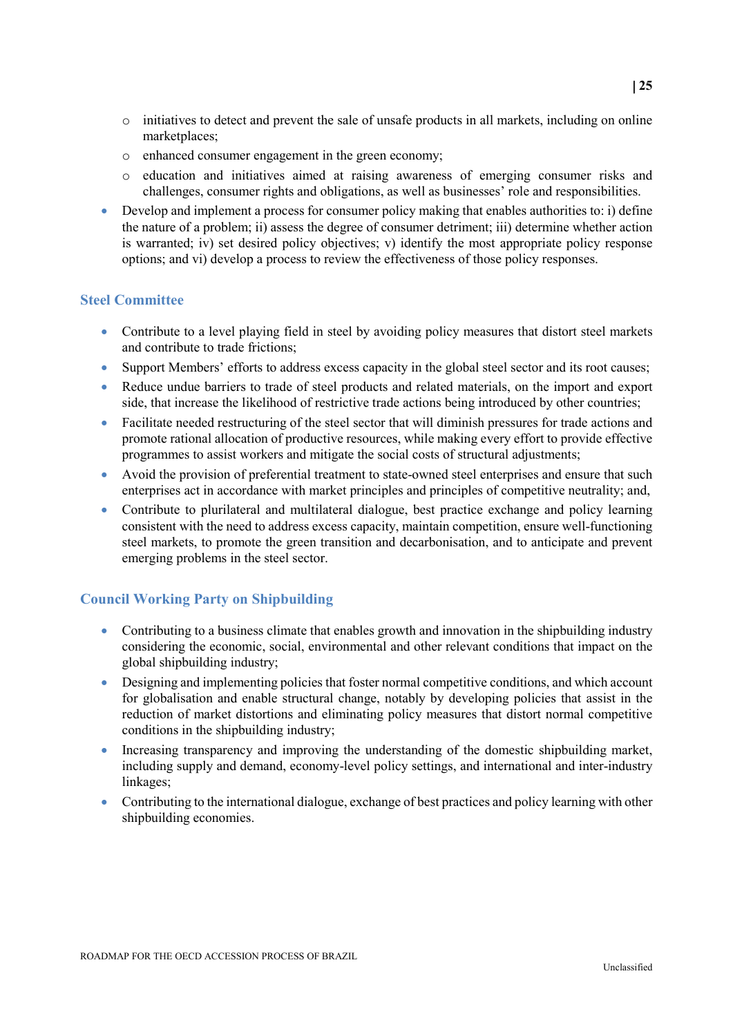- initiatives to detect and prevent the sale of unsafe products in all markets, including on online marketplaces;
  - enhanced consumer engagement in the green economy;
  - education and initiatives aimed at raising awareness of emerging consumer risks and challenges, consumer rights and obligations, as well as businesses' role and responsibilities.
- Develop and implement a process for consumer policy making that enables authorities to: i) define the nature of a problem; ii) assess the degree of consumer detriment; iii) determine whether action is warranted; iv) set desired policy objectives; v) identify the most appropriate policy response options; and vi) develop a process to review the effectiveness of those policy responses.

### Steel Committee

- Contribute to a level playing field in steel by avoiding policy measures that distort steel markets and contribute to trade frictions;
- Support Members' efforts to address excess capacity in the global steel sector and its root causes;
- Reduce undue barriers to trade of steel products and related materials, on the import and export side, that increase the likelihood of restrictive trade actions being introduced by other countries;
- Facilitate needed restructuring of the steel sector that will diminish pressures for trade actions and promote rational allocation of productive resources, while making every effort to provide effective programmes to assist workers and mitigate the social costs of structural adjustments;
- Avoid the provision of preferential treatment to state-owned steel enterprises and ensure that such enterprises act in accordance with market principles and principles of competitive neutrality; and,
- Contribute to plurilateral and multilateral dialogue, best practice exchange and policy learning consistent with the need to address excess capacity, maintain competition, ensure well-functioning steel markets, to promote the green transition and decarbonisation, and to anticipate and prevent emerging problems in the steel sector.

### Council Working Party on Shipbuilding

- Contributing to a business climate that enables growth and innovation in the shipbuilding industry considering the economic, social, environmental and other relevant conditions that impact on the global shipbuilding industry;
- Designing and implementing policies that foster normal competitive conditions, and which account for globalisation and enable structural change, notably by developing policies that assist in the reduction of market distortions and eliminating policy measures that distort normal competitive conditions in the shipbuilding industry;
- Increasing transparency and improving the understanding of the domestic shipbuilding market, including supply and demand, economy-level policy settings, and international and inter-industry linkages;
- Contributing to the international dialogue, exchange of best practices and policy learning with other shipbuilding economies.